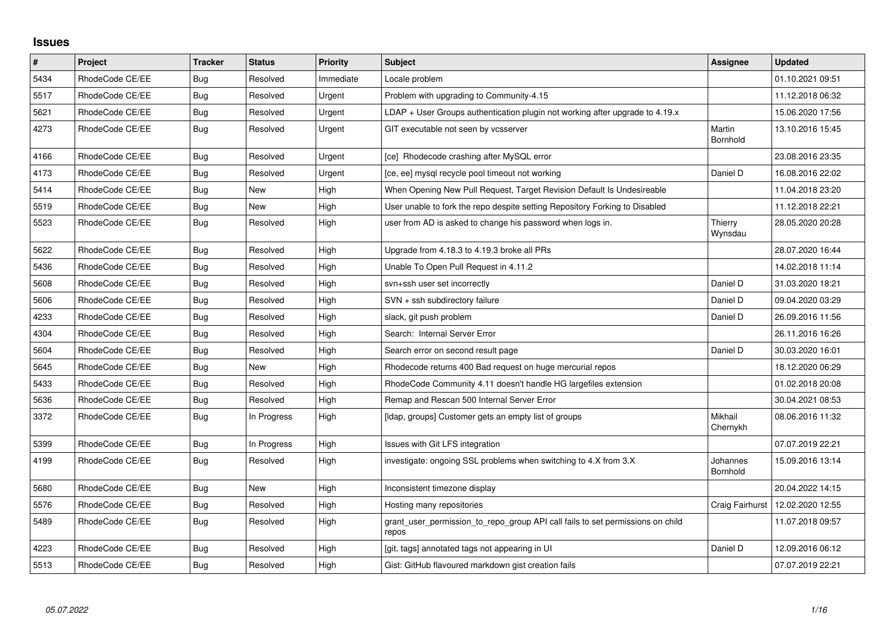## Issues

| # | Project | Tracker | Status | Priority | Subject | Assignee | Updated |
|---|---|---|---|---|---|---|---|
| 5434 | RhodeCode CE/EE | Bug | Resolved | Immediate | Locale problem | | 01.10.2021 09:51 |
| 5517 | RhodeCode CE/EE | Bug | Resolved | Urgent | Problem with upgrading to Community-4.15 | | 11.12.2018 06:32 |
| 5621 | RhodeCode CE/EE | Bug | Resolved | Urgent | LDAP + User Groups authentication plugin not working after upgrade to 4.19.x | | 15.06.2020 17:56 |
| 4273 | RhodeCode CE/EE | Bug | Resolved | Urgent | GIT executable not seen by vcsserver | Martin Bornhold | 13.10.2016 15:45 |
| 4166 | RhodeCode CE/EE | Bug | Resolved | Urgent | [ce] Rhodecode crashing after MySQL error | | 23.08.2016 23:35 |
| 4173 | RhodeCode CE/EE | Bug | Resolved | Urgent | [ce, ee] mysql recycle pool timeout not working | Daniel D | 16.08.2016 22:02 |
| 5414 | RhodeCode CE/EE | Bug | New | High | When Opening New Pull Request, Target Revision Default Is Undesireable | | 11.04.2018 23:20 |
| 5519 | RhodeCode CE/EE | Bug | New | High | User unable to fork the repo despite setting Repository Forking to Disabled | | 11.12.2018 22:21 |
| 5523 | RhodeCode CE/EE | Bug | Resolved | High | user from AD is asked to change his password when logs in. | Thierry Wynsdau | 28.05.2020 20:28 |
| 5622 | RhodeCode CE/EE | Bug | Resolved | High | Upgrade from 4.18.3 to 4.19.3 broke all PRs | | 28.07.2020 16:44 |
| 5436 | RhodeCode CE/EE | Bug | Resolved | High | Unable To Open Pull Request in 4.11.2 | | 14.02.2018 11:14 |
| 5608 | RhodeCode CE/EE | Bug | Resolved | High | svn+ssh user set incorrectly | Daniel D | 31.03.2020 18:21 |
| 5606 | RhodeCode CE/EE | Bug | Resolved | High | SVN + ssh subdirectory failure | Daniel D | 09.04.2020 03:29 |
| 4233 | RhodeCode CE/EE | Bug | Resolved | High | slack, git push problem | Daniel D | 26.09.2016 11:56 |
| 4304 | RhodeCode CE/EE | Bug | Resolved | High | Search: Internal Server Error | | 26.11.2016 16:26 |
| 5604 | RhodeCode CE/EE | Bug | Resolved | High | Search error on second result page | Daniel D | 30.03.2020 16:01 |
| 5645 | RhodeCode CE/EE | Bug | New | High | Rhodecode returns 400 Bad request on huge mercurial repos | | 18.12.2020 06:29 |
| 5433 | RhodeCode CE/EE | Bug | Resolved | High | RhodeCode Community 4.11 doesn't handle HG largefiles extension | | 01.02.2018 20:08 |
| 5636 | RhodeCode CE/EE | Bug | Resolved | High | Remap and Rescan 500 Internal Server Error | | 30.04.2021 08:53 |
| 3372 | RhodeCode CE/EE | Bug | In Progress | High | [ldap, groups] Customer gets an empty list of groups | Mikhail Chernykh | 08.06.2016 11:32 |
| 5399 | RhodeCode CE/EE | Bug | In Progress | High | Issues with Git LFS integration | | 07.07.2019 22:21 |
| 4199 | RhodeCode CE/EE | Bug | Resolved | High | investigate: ongoing SSL problems when switching to 4.X from 3.X | Johannes Bornhold | 15.09.2016 13:14 |
| 5680 | RhodeCode CE/EE | Bug | New | High | Inconsistent timezone display | | 20.04.2022 14:15 |
| 5576 | RhodeCode CE/EE | Bug | Resolved | High | Hosting many repositories | Craig Fairhurst | 12.02.2020 12:55 |
| 5489 | RhodeCode CE/EE | Bug | Resolved | High | grant_user_permission_to_repo_group API call fails to set permissions on child repos | | 11.07.2018 09:57 |
| 4223 | RhodeCode CE/EE | Bug | Resolved | High | [git, tags] annotated tags not appearing in UI | Daniel D | 12.09.2016 06:12 |
| 5513 | RhodeCode CE/EE | Bug | Resolved | High | Gist: GitHub flavoured markdown gist creation fails | | 07.07.2019 22:21 |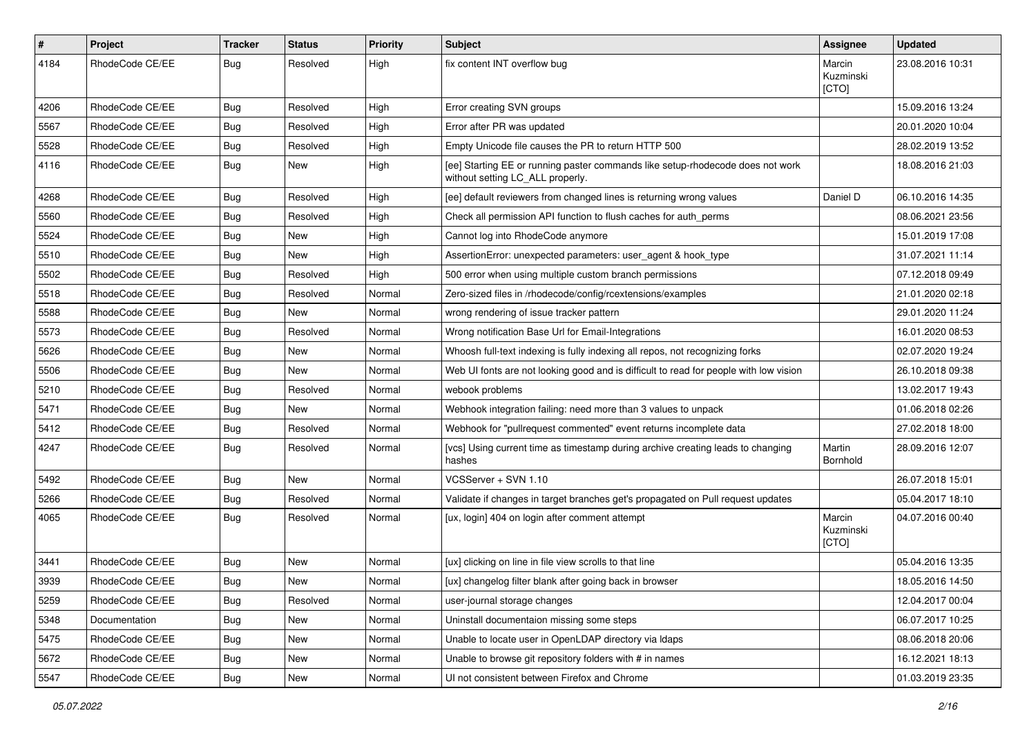| # | Project | Tracker | Status | Priority | Subject | Assignee | Updated |
|---|---|---|---|---|---|---|---|
| 4184 | RhodeCode CE/EE | Bug | Resolved | High | fix content INT overflow bug | Marcin Kuzminski [CTO] | 23.08.2016 10:31 |
| 4206 | RhodeCode CE/EE | Bug | Resolved | High | Error creating SVN groups | | 15.09.2016 13:24 |
| 5567 | RhodeCode CE/EE | Bug | Resolved | High | Error after PR was updated | | 20.01.2020 10:04 |
| 5528 | RhodeCode CE/EE | Bug | Resolved | High | Empty Unicode file causes the PR to return HTTP 500 | | 28.02.2019 13:52 |
| 4116 | RhodeCode CE/EE | Bug | New | High | [ee] Starting EE or running paster commands like setup-rhodecode does not work without setting LC_ALL properly. | | 18.08.2016 21:03 |
| 4268 | RhodeCode CE/EE | Bug | Resolved | High | [ee] default reviewers from changed lines is returning wrong values | Daniel D | 06.10.2016 14:35 |
| 5560 | RhodeCode CE/EE | Bug | Resolved | High | Check all permission API function to flush caches for auth_perms | | 08.06.2021 23:56 |
| 5524 | RhodeCode CE/EE | Bug | New | High | Cannot log into RhodeCode anymore | | 15.01.2019 17:08 |
| 5510 | RhodeCode CE/EE | Bug | New | High | AssertionError: unexpected parameters: user_agent & hook_type | | 31.07.2021 11:14 |
| 5502 | RhodeCode CE/EE | Bug | Resolved | High | 500 error when using multiple custom branch permissions | | 07.12.2018 09:49 |
| 5518 | RhodeCode CE/EE | Bug | Resolved | Normal | Zero-sized files in /rhodecode/config/rcextensions/examples | | 21.01.2020 02:18 |
| 5588 | RhodeCode CE/EE | Bug | New | Normal | wrong rendering of issue tracker pattern | | 29.01.2020 11:24 |
| 5573 | RhodeCode CE/EE | Bug | Resolved | Normal | Wrong notification Base Url for Email-Integrations | | 16.01.2020 08:53 |
| 5626 | RhodeCode CE/EE | Bug | New | Normal | Whoosh full-text indexing is fully indexing all repos, not recognizing forks | | 02.07.2020 19:24 |
| 5506 | RhodeCode CE/EE | Bug | New | Normal | Web UI fonts are not looking good and is difficult to read for people with low vision | | 26.10.2018 09:38 |
| 5210 | RhodeCode CE/EE | Bug | Resolved | Normal | webook problems | | 13.02.2017 19:43 |
| 5471 | RhodeCode CE/EE | Bug | New | Normal | Webhook integration failing: need more than 3 values to unpack | | 01.06.2018 02:26 |
| 5412 | RhodeCode CE/EE | Bug | Resolved | Normal | Webhook for "pullrequest commented" event returns incomplete data | | 27.02.2018 18:00 |
| 4247 | RhodeCode CE/EE | Bug | Resolved | Normal | [vcs] Using current time as timestamp during archive creating leads to changing hashes | Martin Bornhold | 28.09.2016 12:07 |
| 5492 | RhodeCode CE/EE | Bug | New | Normal | VCSServer + SVN 1.10 | | 26.07.2018 15:01 |
| 5266 | RhodeCode CE/EE | Bug | Resolved | Normal | Validate if changes in target branches get's propagated on Pull request updates | | 05.04.2017 18:10 |
| 4065 | RhodeCode CE/EE | Bug | Resolved | Normal | [ux, login] 404 on login after comment attempt | Marcin Kuzminski [CTO] | 04.07.2016 00:40 |
| 3441 | RhodeCode CE/EE | Bug | New | Normal | [ux] clicking on line in file view scrolls to that line | | 05.04.2016 13:35 |
| 3939 | RhodeCode CE/EE | Bug | New | Normal | [ux] changelog filter blank after going back in browser | | 18.05.2016 14:50 |
| 5259 | RhodeCode CE/EE | Bug | Resolved | Normal | user-journal storage changes | | 12.04.2017 00:04 |
| 5348 | Documentation | Bug | New | Normal | Uninstall documentaion missing some steps | | 06.07.2017 10:25 |
| 5475 | RhodeCode CE/EE | Bug | New | Normal | Unable to locate user in OpenLDAP directory via ldaps | | 08.06.2018 20:06 |
| 5672 | RhodeCode CE/EE | Bug | New | Normal | Unable to browse git repository folders with # in names | | 16.12.2021 18:13 |
| 5547 | RhodeCode CE/EE | Bug | New | Normal | UI not consistent between Firefox and Chrome | | 01.03.2019 23:35 |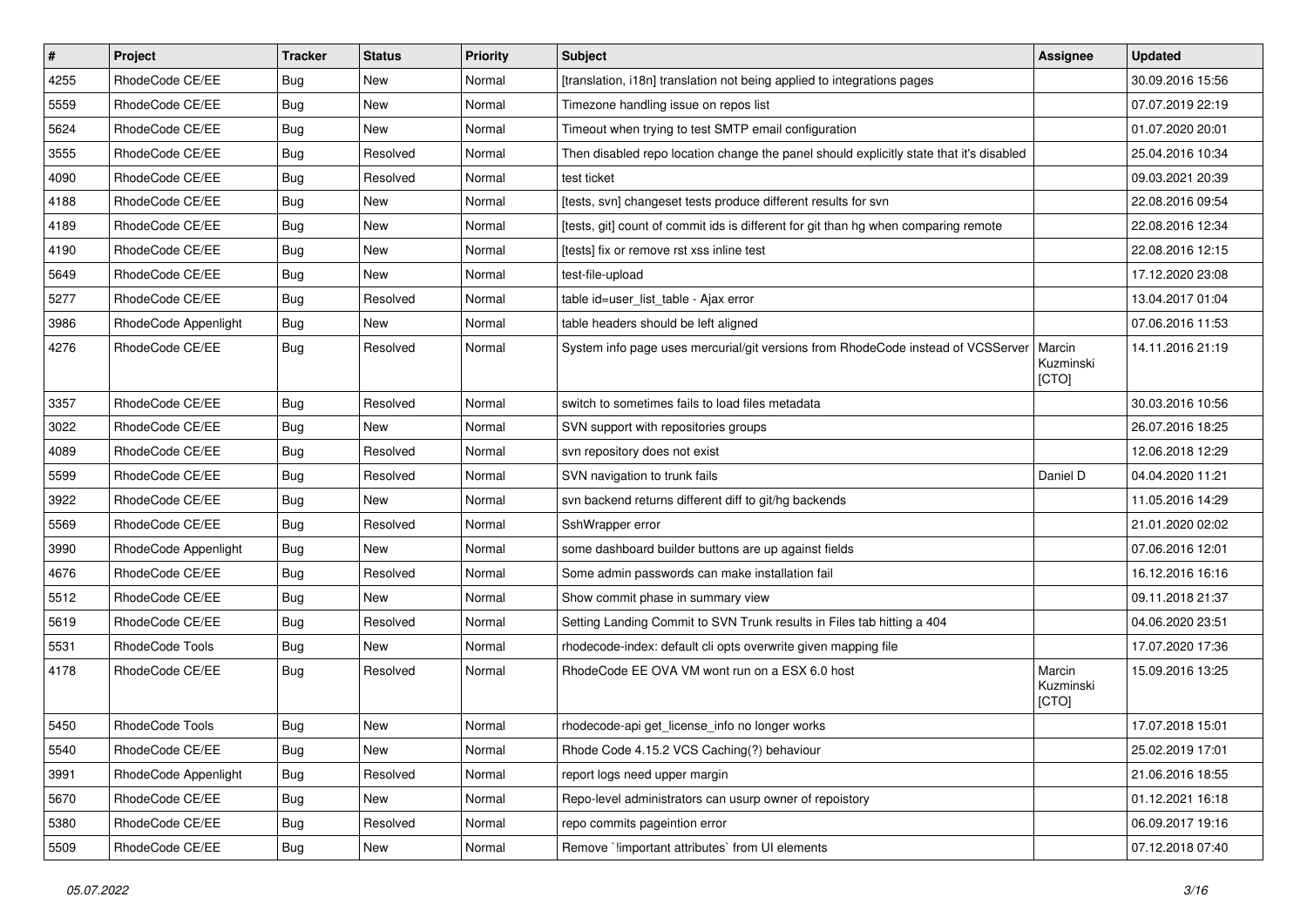| # | Project | Tracker | Status | Priority | Subject | Assignee | Updated |
|---|---|---|---|---|---|---|---|
| 4255 | RhodeCode CE/EE | Bug | New | Normal | [translation, i18n] translation not being applied to integrations pages | | 30.09.2016 15:56 |
| 5559 | RhodeCode CE/EE | Bug | New | Normal | Timezone handling issue on repos list | | 07.07.2019 22:19 |
| 5624 | RhodeCode CE/EE | Bug | New | Normal | Timeout when trying to test SMTP email configuration | | 01.07.2020 20:01 |
| 3555 | RhodeCode CE/EE | Bug | Resolved | Normal | Then disabled repo location change the panel should explicitly state that it's disabled | | 25.04.2016 10:34 |
| 4090 | RhodeCode CE/EE | Bug | Resolved | Normal | test ticket | | 09.03.2021 20:39 |
| 4188 | RhodeCode CE/EE | Bug | New | Normal | [tests, svn] changeset tests produce different results for svn | | 22.08.2016 09:54 |
| 4189 | RhodeCode CE/EE | Bug | New | Normal | [tests, git] count of commit ids is different for git than hg when comparing remote | | 22.08.2016 12:34 |
| 4190 | RhodeCode CE/EE | Bug | New | Normal | [tests] fix or remove rst xss inline test | | 22.08.2016 12:15 |
| 5649 | RhodeCode CE/EE | Bug | New | Normal | test-file-upload | | 17.12.2020 23:08 |
| 5277 | RhodeCode CE/EE | Bug | Resolved | Normal | table id=user_list_table - Ajax error | | 13.04.2017 01:04 |
| 3986 | RhodeCode Appenlight | Bug | New | Normal | table headers should be left aligned | | 07.06.2016 11:53 |
| 4276 | RhodeCode CE/EE | Bug | Resolved | Normal | System info page uses mercurial/git versions from RhodeCode instead of VCSServer | Marcin Kuzminski [CTO] | 14.11.2016 21:19 |
| 3357 | RhodeCode CE/EE | Bug | Resolved | Normal | switch to sometimes fails to load files metadata | | 30.03.2016 10:56 |
| 3022 | RhodeCode CE/EE | Bug | New | Normal | SVN support with repositories groups | | 26.07.2016 18:25 |
| 4089 | RhodeCode CE/EE | Bug | Resolved | Normal | svn repository does not exist | | 12.06.2018 12:29 |
| 5599 | RhodeCode CE/EE | Bug | Resolved | Normal | SVN navigation to trunk fails | Daniel D | 04.04.2020 11:21 |
| 3922 | RhodeCode CE/EE | Bug | New | Normal | svn backend returns different diff to git/hg backends | | 11.05.2016 14:29 |
| 5569 | RhodeCode CE/EE | Bug | Resolved | Normal | SshWrapper error | | 21.01.2020 02:02 |
| 3990 | RhodeCode Appenlight | Bug | New | Normal | some dashboard builder buttons are up against fields | | 07.06.2016 12:01 |
| 4676 | RhodeCode CE/EE | Bug | Resolved | Normal | Some admin passwords can make installation fail | | 16.12.2016 16:16 |
| 5512 | RhodeCode CE/EE | Bug | New | Normal | Show commit phase in summary view | | 09.11.2018 21:37 |
| 5619 | RhodeCode CE/EE | Bug | Resolved | Normal | Setting Landing Commit to SVN Trunk results in Files tab hitting a 404 | | 04.06.2020 23:51 |
| 5531 | RhodeCode Tools | Bug | New | Normal | rhodecode-index: default cli opts overwrite given mapping file | | 17.07.2020 17:36 |
| 4178 | RhodeCode CE/EE | Bug | Resolved | Normal | RhodeCode EE OVA VM wont run on a ESX 6.0 host | Marcin Kuzminski [CTO] | 15.09.2016 13:25 |
| 5450 | RhodeCode Tools | Bug | New | Normal | rhodecode-api get_license_info no longer works | | 17.07.2018 15:01 |
| 5540 | RhodeCode CE/EE | Bug | New | Normal | Rhode Code 4.15.2 VCS Caching(?) behaviour | | 25.02.2019 17:01 |
| 3991 | RhodeCode Appenlight | Bug | Resolved | Normal | report logs need upper margin | | 21.06.2016 18:55 |
| 5670 | RhodeCode CE/EE | Bug | New | Normal | Repo-level administrators can usurp owner of repoistory | | 01.12.2021 16:18 |
| 5380 | RhodeCode CE/EE | Bug | Resolved | Normal | repo commits pageintion error | | 06.09.2017 19:16 |
| 5509 | RhodeCode CE/EE | Bug | New | Normal | Remove `!important attributes` from UI elements | | 07.12.2018 07:40 |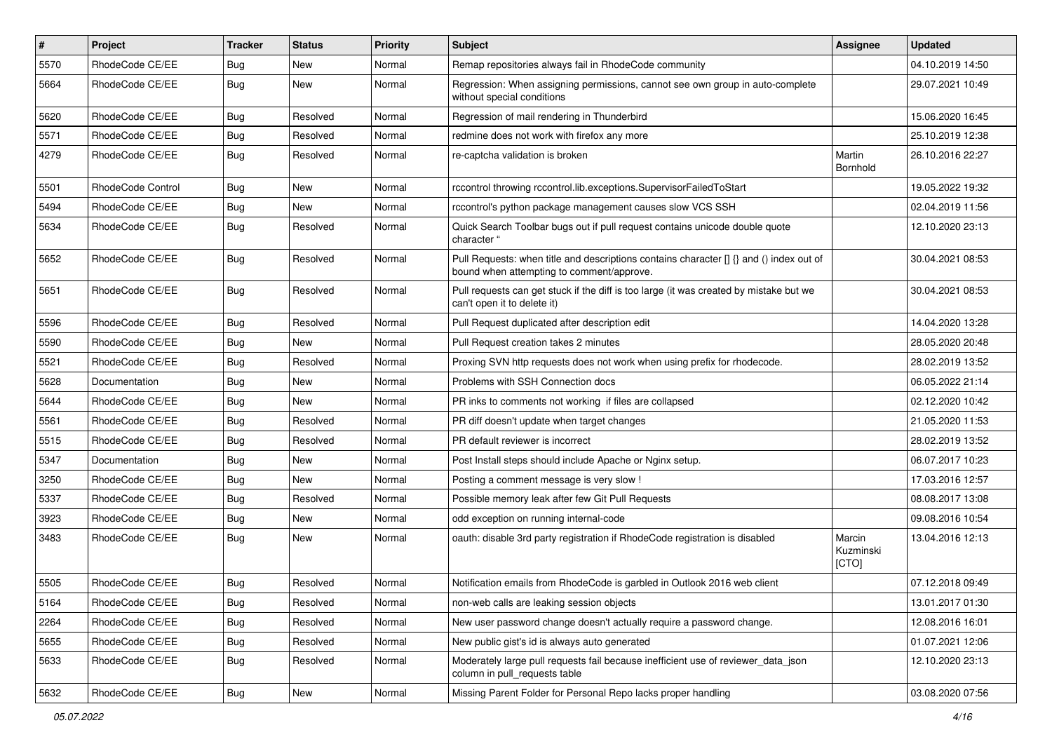| # | Project | Tracker | Status | Priority | Subject | Assignee | Updated |
|---|---|---|---|---|---|---|---|
| 5570 | RhodeCode CE/EE | Bug | New | Normal | Remap repositories always fail in RhodeCode community | | 04.10.2019 14:50 |
| 5664 | RhodeCode CE/EE | Bug | New | Normal | Regression: When assigning permissions, cannot see own group in auto-complete without special conditions | | 29.07.2021 10:49 |
| 5620 | RhodeCode CE/EE | Bug | Resolved | Normal | Regression of mail rendering in Thunderbird | | 15.06.2020 16:45 |
| 5571 | RhodeCode CE/EE | Bug | Resolved | Normal | redmine does not work with firefox any more | | 25.10.2019 12:38 |
| 4279 | RhodeCode CE/EE | Bug | Resolved | Normal | re-captcha validation is broken | Martin Bornhold | 26.10.2016 22:27 |
| 5501 | RhodeCode Control | Bug | New | Normal | rccontrol throwing rccontrol.lib.exceptions.SupervisorFailedToStart | | 19.05.2022 19:32 |
| 5494 | RhodeCode CE/EE | Bug | New | Normal | rccontrol's python package management causes slow VCS SSH | | 02.04.2019 11:56 |
| 5634 | RhodeCode CE/EE | Bug | Resolved | Normal | Quick Search Toolbar bugs out if pull request contains unicode double quote character " | | 12.10.2020 23:13 |
| 5652 | RhodeCode CE/EE | Bug | Resolved | Normal | Pull Requests: when title and descriptions contains character [] {} and () index out of bound when attempting to comment/approve. | | 30.04.2021 08:53 |
| 5651 | RhodeCode CE/EE | Bug | Resolved | Normal | Pull requests can get stuck if the diff is too large (it was created by mistake but we can't open it to delete it) | | 30.04.2021 08:53 |
| 5596 | RhodeCode CE/EE | Bug | Resolved | Normal | Pull Request duplicated after description edit | | 14.04.2020 13:28 |
| 5590 | RhodeCode CE/EE | Bug | New | Normal | Pull Request creation takes 2 minutes | | 28.05.2020 20:48 |
| 5521 | RhodeCode CE/EE | Bug | Resolved | Normal | Proxing SVN http requests does not work when using prefix for rhodecode. | | 28.02.2019 13:52 |
| 5628 | Documentation | Bug | New | Normal | Problems with SSH Connection docs | | 06.05.2022 21:14 |
| 5644 | RhodeCode CE/EE | Bug | New | Normal | PR inks to comments not working if files are collapsed | | 02.12.2020 10:42 |
| 5561 | RhodeCode CE/EE | Bug | Resolved | Normal | PR diff doesn't update when target changes | | 21.05.2020 11:53 |
| 5515 | RhodeCode CE/EE | Bug | Resolved | Normal | PR default reviewer is incorrect | | 28.02.2019 13:52 |
| 5347 | Documentation | Bug | New | Normal | Post Install steps should include Apache or Nginx setup. | | 06.07.2017 10:23 |
| 3250 | RhodeCode CE/EE | Bug | New | Normal | Posting a comment message is very slow ! | | 17.03.2016 12:57 |
| 5337 | RhodeCode CE/EE | Bug | Resolved | Normal | Possible memory leak after few Git Pull Requests | | 08.08.2017 13:08 |
| 3923 | RhodeCode CE/EE | Bug | New | Normal | odd exception on running internal-code | | 09.08.2016 10:54 |
| 3483 | RhodeCode CE/EE | Bug | New | Normal | oauth: disable 3rd party registration if RhodeCode registration is disabled | Marcin Kuzminski [CTO] | 13.04.2016 12:13 |
| 5505 | RhodeCode CE/EE | Bug | Resolved | Normal | Notification emails from RhodeCode is garbled in Outlook 2016 web client | | 07.12.2018 09:49 |
| 5164 | RhodeCode CE/EE | Bug | Resolved | Normal | non-web calls are leaking session objects | | 13.01.2017 01:30 |
| 2264 | RhodeCode CE/EE | Bug | Resolved | Normal | New user password change doesn't actually require a password change. | | 12.08.2016 16:01 |
| 5655 | RhodeCode CE/EE | Bug | Resolved | Normal | New public gist's id is always auto generated | | 01.07.2021 12:06 |
| 5633 | RhodeCode CE/EE | Bug | Resolved | Normal | Moderately large pull requests fail because inefficient use of reviewer_data_json column in pull_requests table | | 12.10.2020 23:13 |
| 5632 | RhodeCode CE/EE | Bug | New | Normal | Missing Parent Folder for Personal Repo lacks proper handling | | 03.08.2020 07:56 |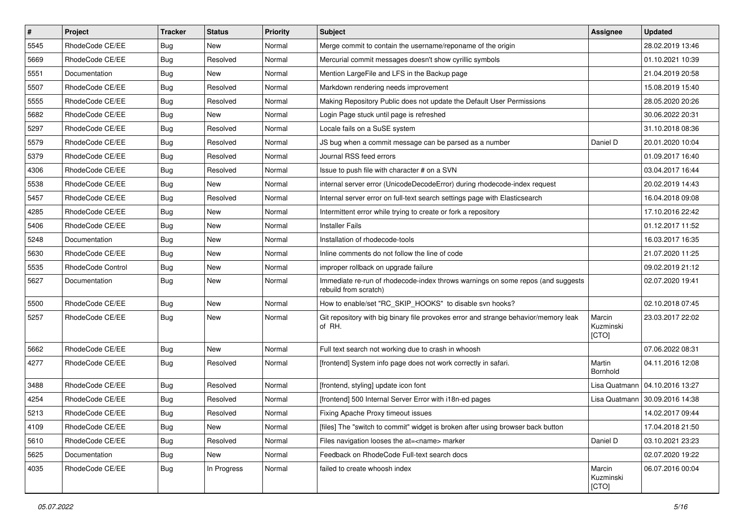| # | Project | Tracker | Status | Priority | Subject | Assignee | Updated |
|---|---|---|---|---|---|---|---|
| 5545 | RhodeCode CE/EE | Bug | New | Normal | Merge commit to contain the username/reponame of the origin | | 28.02.2019 13:46 |
| 5669 | RhodeCode CE/EE | Bug | Resolved | Normal | Mercurial commit messages doesn't show cyrillic symbols | | 01.10.2021 10:39 |
| 5551 | Documentation | Bug | New | Normal | Mention LargeFile and LFS in the Backup page | | 21.04.2019 20:58 |
| 5507 | RhodeCode CE/EE | Bug | Resolved | Normal | Markdown rendering needs improvement | | 15.08.2019 15:40 |
| 5555 | RhodeCode CE/EE | Bug | Resolved | Normal | Making Repository Public does not update the Default User Permissions | | 28.05.2020 20:26 |
| 5682 | RhodeCode CE/EE | Bug | New | Normal | Login Page stuck until page is refreshed | | 30.06.2022 20:31 |
| 5297 | RhodeCode CE/EE | Bug | Resolved | Normal | Locale fails on a SuSE system | | 31.10.2018 08:36 |
| 5579 | RhodeCode CE/EE | Bug | Resolved | Normal | JS bug when a commit message can be parsed as a number | Daniel D | 20.01.2020 10:04 |
| 5379 | RhodeCode CE/EE | Bug | Resolved | Normal | Journal RSS feed errors | | 01.09.2017 16:40 |
| 4306 | RhodeCode CE/EE | Bug | Resolved | Normal | Issue to push file with character # on a SVN | | 03.04.2017 16:44 |
| 5538 | RhodeCode CE/EE | Bug | New | Normal | internal server error (UnicodeDecodeError) during rhodecode-index request | | 20.02.2019 14:43 |
| 5457 | RhodeCode CE/EE | Bug | Resolved | Normal | Internal server error on full-text search settings page with Elasticsearch | | 16.04.2018 09:08 |
| 4285 | RhodeCode CE/EE | Bug | New | Normal | Intermittent error while trying to create or fork a repository | | 17.10.2016 22:42 |
| 5406 | RhodeCode CE/EE | Bug | New | Normal | Installer Fails | | 01.12.2017 11:52 |
| 5248 | Documentation | Bug | New | Normal | Installation of rhodecode-tools | | 16.03.2017 16:35 |
| 5630 | RhodeCode CE/EE | Bug | New | Normal | Inline comments do not follow the line of code | | 21.07.2020 11:25 |
| 5535 | RhodeCode Control | Bug | New | Normal | improper rollback on upgrade failure | | 09.02.2019 21:12 |
| 5627 | Documentation | Bug | New | Normal | Immediate re-run of rhodecode-index throws warnings on some repos (and suggests rebuild from scratch) | | 02.07.2020 19:41 |
| 5500 | RhodeCode CE/EE | Bug | New | Normal | How to enable/set "RC_SKIP_HOOKS" to disable svn hooks? | | 02.10.2018 07:45 |
| 5257 | RhodeCode CE/EE | Bug | New | Normal | Git repository with big binary file provokes error and strange behavior/memory leak of RH. | Marcin Kuzminski [CTO] | 23.03.2017 22:02 |
| 5662 | RhodeCode CE/EE | Bug | New | Normal | Full text search not working due to crash in whoosh | | 07.06.2022 08:31 |
| 4277 | RhodeCode CE/EE | Bug | Resolved | Normal | [frontend] System info page does not work correctly in safari. | Martin Bornhold | 04.11.2016 12:08 |
| 3488 | RhodeCode CE/EE | Bug | Resolved | Normal | [frontend, styling] update icon font | Lisa Quatmann | 04.10.2016 13:27 |
| 4254 | RhodeCode CE/EE | Bug | Resolved | Normal | [frontend] 500 Internal Server Error with i18n-ed pages | Lisa Quatmann | 30.09.2016 14:38 |
| 5213 | RhodeCode CE/EE | Bug | Resolved | Normal | Fixing Apache Proxy timeout issues | | 14.02.2017 09:44 |
| 4109 | RhodeCode CE/EE | Bug | New | Normal | [files] The "switch to commit" widget is broken after using browser back button | | 17.04.2018 21:50 |
| 5610 | RhodeCode CE/EE | Bug | Resolved | Normal | Files navigation looses the at=<name> marker | Daniel D | 03.10.2021 23:23 |
| 5625 | Documentation | Bug | New | Normal | Feedback on RhodeCode Full-text search docs | | 02.07.2020 19:22 |
| 4035 | RhodeCode CE/EE | Bug | In Progress | Normal | failed to create whoosh index | Marcin Kuzminski [CTO] | 06.07.2016 00:04 |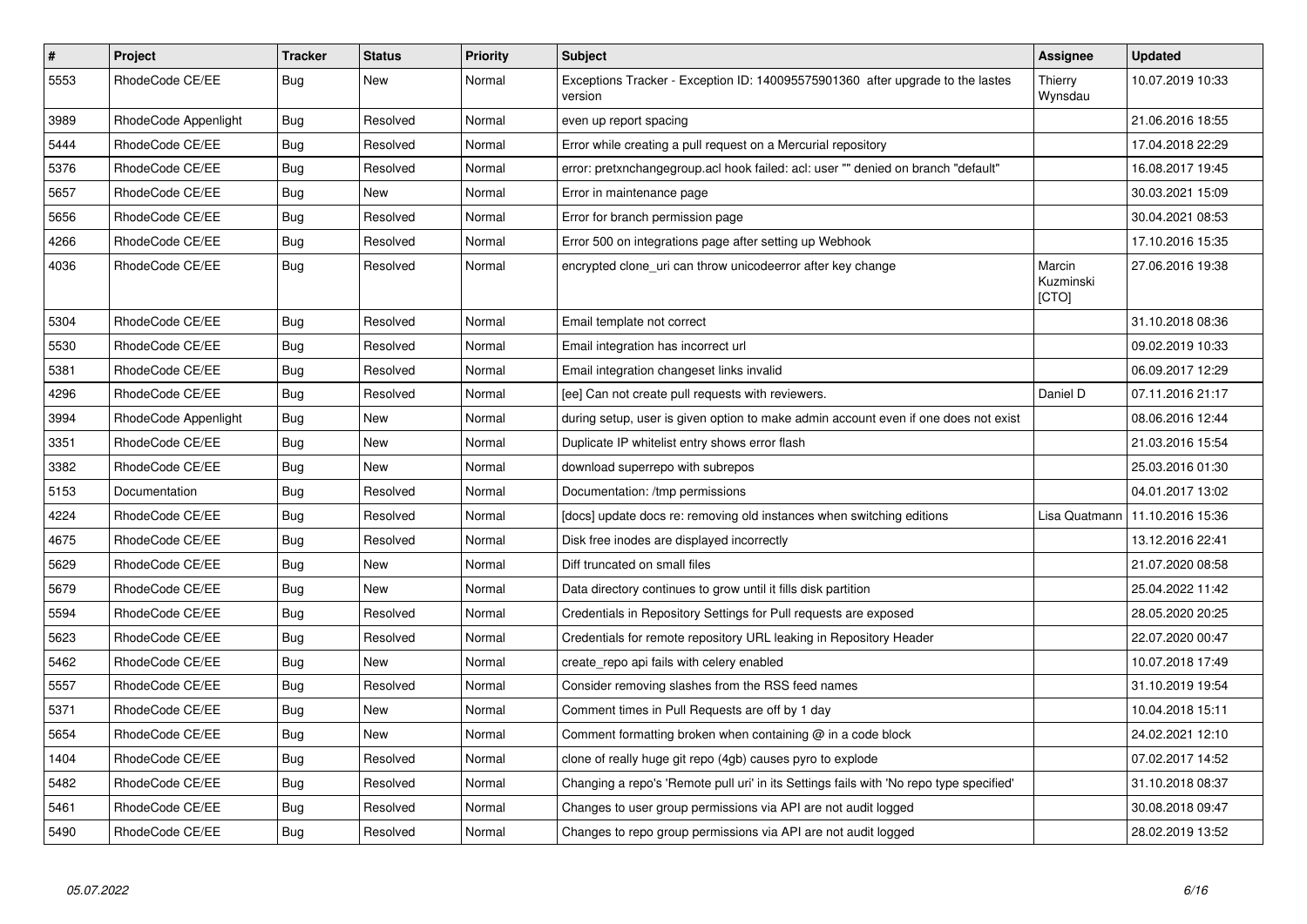| # | Project | Tracker | Status | Priority | Subject | Assignee | Updated |
|---|---|---|---|---|---|---|---|
| 5553 | RhodeCode CE/EE | Bug | New | Normal | Exceptions Tracker - Exception ID: 140095575901360 after upgrade to the lastes version | Thierry Wynsdau | 10.07.2019 10:33 |
| 3989 | RhodeCode Appenlight | Bug | Resolved | Normal | even up report spacing | | 21.06.2016 18:55 |
| 5444 | RhodeCode CE/EE | Bug | Resolved | Normal | Error while creating a pull request on a Mercurial repository | | 17.04.2018 22:29 |
| 5376 | RhodeCode CE/EE | Bug | Resolved | Normal | error: pretxnchangegroup.acl hook failed: acl: user "" denied on branch "default" | | 16.08.2017 19:45 |
| 5657 | RhodeCode CE/EE | Bug | New | Normal | Error in maintenance page | | 30.03.2021 15:09 |
| 5656 | RhodeCode CE/EE | Bug | Resolved | Normal | Error for branch permission page | | 30.04.2021 08:53 |
| 4266 | RhodeCode CE/EE | Bug | Resolved | Normal | Error 500 on integrations page after setting up Webhook | | 17.10.2016 15:35 |
| 4036 | RhodeCode CE/EE | Bug | Resolved | Normal | encrypted clone_uri can throw unicodeerror after key change | Marcin Kuzminski [CTO] | 27.06.2016 19:38 |
| 5304 | RhodeCode CE/EE | Bug | Resolved | Normal | Email template not correct | | 31.10.2018 08:36 |
| 5530 | RhodeCode CE/EE | Bug | Resolved | Normal | Email integration has incorrect url | | 09.02.2019 10:33 |
| 5381 | RhodeCode CE/EE | Bug | Resolved | Normal | Email integration changeset links invalid | | 06.09.2017 12:29 |
| 4296 | RhodeCode CE/EE | Bug | Resolved | Normal | [ee] Can not create pull requests with reviewers. | Daniel D | 07.11.2016 21:17 |
| 3994 | RhodeCode Appenlight | Bug | New | Normal | during setup, user is given option to make admin account even if one does not exist | | 08.06.2016 12:44 |
| 3351 | RhodeCode CE/EE | Bug | New | Normal | Duplicate IP whitelist entry shows error flash | | 21.03.2016 15:54 |
| 3382 | RhodeCode CE/EE | Bug | New | Normal | download superrepo with subrepos | | 25.03.2016 01:30 |
| 5153 | Documentation | Bug | Resolved | Normal | Documentation: /tmp permissions | | 04.01.2017 13:02 |
| 4224 | RhodeCode CE/EE | Bug | Resolved | Normal | [docs] update docs re: removing old instances when switching editions | Lisa Quatmann | 11.10.2016 15:36 |
| 4675 | RhodeCode CE/EE | Bug | Resolved | Normal | Disk free inodes are displayed incorrectly | | 13.12.2016 22:41 |
| 5629 | RhodeCode CE/EE | Bug | New | Normal | Diff truncated on small files | | 21.07.2020 08:58 |
| 5679 | RhodeCode CE/EE | Bug | New | Normal | Data directory continues to grow until it fills disk partition | | 25.04.2022 11:42 |
| 5594 | RhodeCode CE/EE | Bug | Resolved | Normal | Credentials in Repository Settings for Pull requests are exposed | | 28.05.2020 20:25 |
| 5623 | RhodeCode CE/EE | Bug | Resolved | Normal | Credentials for remote repository URL leaking in Repository Header | | 22.07.2020 00:47 |
| 5462 | RhodeCode CE/EE | Bug | New | Normal | create_repo api fails with celery enabled | | 10.07.2018 17:49 |
| 5557 | RhodeCode CE/EE | Bug | Resolved | Normal | Consider removing slashes from the RSS feed names | | 31.10.2019 19:54 |
| 5371 | RhodeCode CE/EE | Bug | New | Normal | Comment times in Pull Requests are off by 1 day | | 10.04.2018 15:11 |
| 5654 | RhodeCode CE/EE | Bug | New | Normal | Comment formatting broken when containing @ in a code block | | 24.02.2021 12:10 |
| 1404 | RhodeCode CE/EE | Bug | Resolved | Normal | clone of really huge git repo (4gb) causes pyro to explode | | 07.02.2017 14:52 |
| 5482 | RhodeCode CE/EE | Bug | Resolved | Normal | Changing a repo's 'Remote pull uri' in its Settings fails with 'No repo type specified' | | 31.10.2018 08:37 |
| 5461 | RhodeCode CE/EE | Bug | Resolved | Normal | Changes to user group permissions via API are not audit logged | | 30.08.2018 09:47 |
| 5490 | RhodeCode CE/EE | Bug | Resolved | Normal | Changes to repo group permissions via API are not audit logged | | 28.02.2019 13:52 |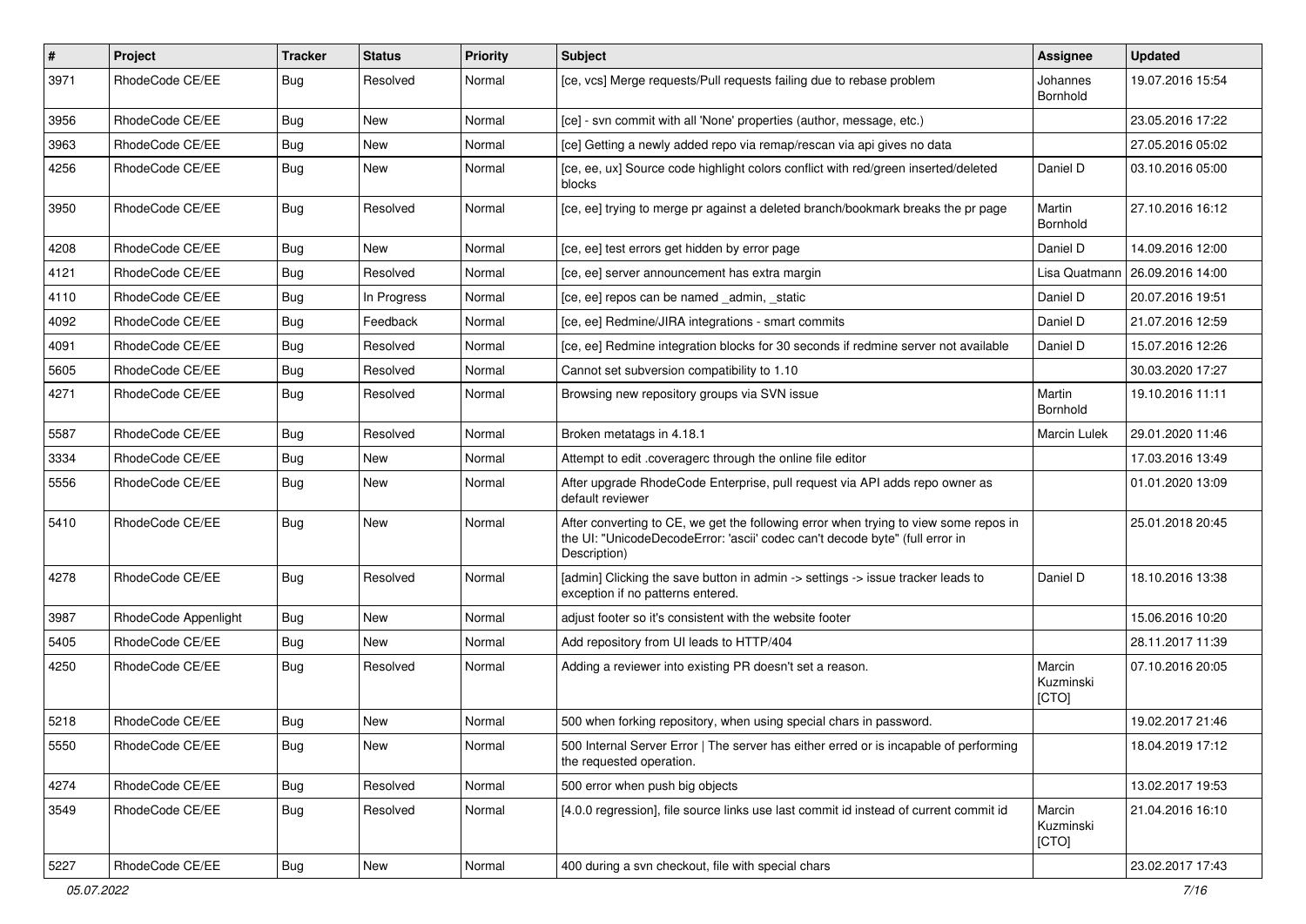| # | Project | Tracker | Status | Priority | Subject | Assignee | Updated |
|---|---|---|---|---|---|---|---|
| 3971 | RhodeCode CE/EE | Bug | Resolved | Normal | [ce, vcs] Merge requests/Pull requests failing due to rebase problem | Johannes Bornhold | 19.07.2016 15:54 |
| 3956 | RhodeCode CE/EE | Bug | New | Normal | [ce] - svn commit with all 'None' properties (author, message, etc.) | | 23.05.2016 17:22 |
| 3963 | RhodeCode CE/EE | Bug | New | Normal | [ce] Getting a newly added repo via remap/rescan via api gives no data | | 27.05.2016 05:02 |
| 4256 | RhodeCode CE/EE | Bug | New | Normal | [ce, ee, ux] Source code highlight colors conflict with red/green inserted/deleted blocks | Daniel D | 03.10.2016 05:00 |
| 3950 | RhodeCode CE/EE | Bug | Resolved | Normal | [ce, ee] trying to merge pr against a deleted branch/bookmark breaks the pr page | Martin Bornhold | 27.10.2016 16:12 |
| 4208 | RhodeCode CE/EE | Bug | New | Normal | [ce, ee] test errors get hidden by error page | Daniel D | 14.09.2016 12:00 |
| 4121 | RhodeCode CE/EE | Bug | Resolved | Normal | [ce, ee] server announcement has extra margin | Lisa Quatmann | 26.09.2016 14:00 |
| 4110 | RhodeCode CE/EE | Bug | In Progress | Normal | [ce, ee] repos can be named _admin, _static | Daniel D | 20.07.2016 19:51 |
| 4092 | RhodeCode CE/EE | Bug | Feedback | Normal | [ce, ee] Redmine/JIRA integrations - smart commits | Daniel D | 21.07.2016 12:59 |
| 4091 | RhodeCode CE/EE | Bug | Resolved | Normal | [ce, ee] Redmine integration blocks for 30 seconds if redmine server not available | Daniel D | 15.07.2016 12:26 |
| 5605 | RhodeCode CE/EE | Bug | Resolved | Normal | Cannot set subversion compatibility to 1.10 | | 30.03.2020 17:27 |
| 4271 | RhodeCode CE/EE | Bug | Resolved | Normal | Browsing new repository groups via SVN issue | Martin Bornhold | 19.10.2016 11:11 |
| 5587 | RhodeCode CE/EE | Bug | Resolved | Normal | Broken metatags in 4.18.1 | Marcin Lulek | 29.01.2020 11:46 |
| 3334 | RhodeCode CE/EE | Bug | New | Normal | Attempt to edit .coveragerc through the online file editor | | 17.03.2016 13:49 |
| 5556 | RhodeCode CE/EE | Bug | New | Normal | After upgrade RhodeCode Enterprise, pull request via API adds repo owner as default reviewer | | 01.01.2020 13:09 |
| 5410 | RhodeCode CE/EE | Bug | New | Normal | After converting to CE, we get the following error when trying to view some repos in the UI: "UnicodeDecodeError: 'ascii' codec can't decode byte" (full error in Description) | | 25.01.2018 20:45 |
| 4278 | RhodeCode CE/EE | Bug | Resolved | Normal | [admin] Clicking the save button in admin -> settings -> issue tracker leads to exception if no patterns entered. | Daniel D | 18.10.2016 13:38 |
| 3987 | RhodeCode Appenlight | Bug | New | Normal | adjust footer so it's consistent with the website footer | | 15.06.2016 10:20 |
| 5405 | RhodeCode CE/EE | Bug | New | Normal | Add repository from UI leads to HTTP/404 | | 28.11.2017 11:39 |
| 4250 | RhodeCode CE/EE | Bug | Resolved | Normal | Adding a reviewer into existing PR doesn't set a reason. | Marcin Kuzminski [CTO] | 07.10.2016 20:05 |
| 5218 | RhodeCode CE/EE | Bug | New | Normal | 500 when forking repository, when using special chars in password. | | 19.02.2017 21:46 |
| 5550 | RhodeCode CE/EE | Bug | New | Normal | 500 Internal Server Error \| The server has either erred or is incapable of performing the requested operation. | | 18.04.2019 17:12 |
| 4274 | RhodeCode CE/EE | Bug | Resolved | Normal | 500 error when push big objects | | 13.02.2017 19:53 |
| 3549 | RhodeCode CE/EE | Bug | Resolved | Normal | [4.0.0 regression], file source links use last commit id instead of current commit id | Marcin Kuzminski [CTO] | 21.04.2016 16:10 |
| 5227 | RhodeCode CE/EE | Bug | New | Normal | 400 during a svn checkout, file with special chars | | 23.02.2017 17:43 |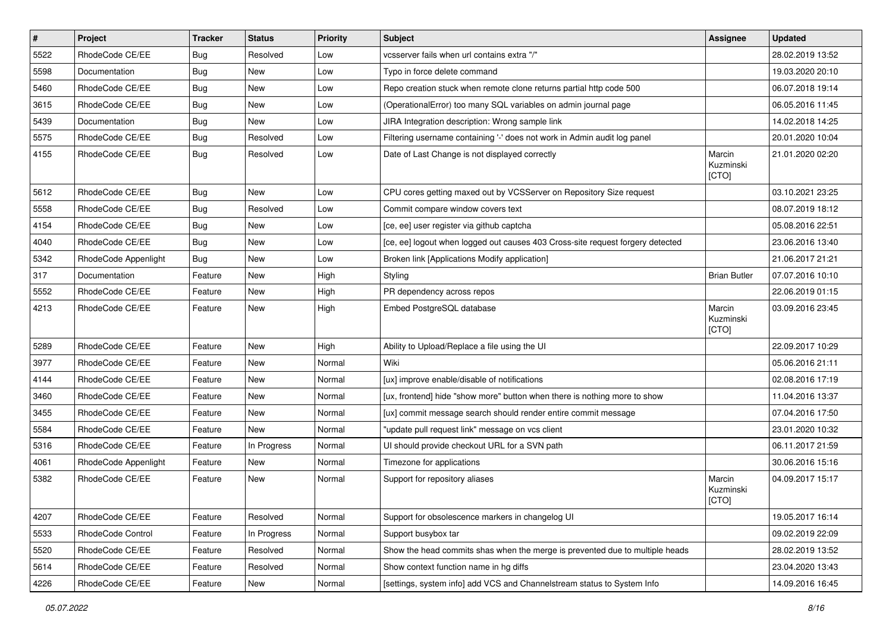| # | Project | Tracker | Status | Priority | Subject | Assignee | Updated |
|---|---|---|---|---|---|---|---|
| 5522 | RhodeCode CE/EE | Bug | Resolved | Low | vcsserver fails when url contains extra "/" | | 28.02.2019 13:52 |
| 5598 | Documentation | Bug | New | Low | Typo in force delete command | | 19.03.2020 20:10 |
| 5460 | RhodeCode CE/EE | Bug | New | Low | Repo creation stuck when remote clone returns partial http code 500 | | 06.07.2018 19:14 |
| 3615 | RhodeCode CE/EE | Bug | New | Low | (OperationalError) too many SQL variables on admin journal page | | 06.05.2016 11:45 |
| 5439 | Documentation | Bug | New | Low | JIRA Integration description: Wrong sample link | | 14.02.2018 14:25 |
| 5575 | RhodeCode CE/EE | Bug | Resolved | Low | Filtering username containing '-' does not work in Admin audit log panel | | 20.01.2020 10:04 |
| 4155 | RhodeCode CE/EE | Bug | Resolved | Low | Date of Last Change is not displayed correctly | Marcin Kuzminski [CTO] | 21.01.2020 02:20 |
| 5612 | RhodeCode CE/EE | Bug | New | Low | CPU cores getting maxed out by VCSServer on Repository Size request | | 03.10.2021 23:25 |
| 5558 | RhodeCode CE/EE | Bug | Resolved | Low | Commit compare window covers text | | 08.07.2019 18:12 |
| 4154 | RhodeCode CE/EE | Bug | New | Low | [ce, ee] user register via github captcha | | 05.08.2016 22:51 |
| 4040 | RhodeCode CE/EE | Bug | New | Low | [ce, ee] logout when logged out causes 403 Cross-site request forgery detected | | 23.06.2016 13:40 |
| 5342 | RhodeCode Appenlight | Bug | New | Low | Broken link [Applications Modify application] | | 21.06.2017 21:21 |
| 317 | Documentation | Feature | New | High | Styling | Brian Butler | 07.07.2016 10:10 |
| 5552 | RhodeCode CE/EE | Feature | New | High | PR dependency across repos | | 22.06.2019 01:15 |
| 4213 | RhodeCode CE/EE | Feature | New | High | Embed PostgreSQL database | Marcin Kuzminski [CTO] | 03.09.2016 23:45 |
| 5289 | RhodeCode CE/EE | Feature | New | High | Ability to Upload/Replace a file using the UI | | 22.09.2017 10:29 |
| 3977 | RhodeCode CE/EE | Feature | New | Normal | Wiki | | 05.06.2016 21:11 |
| 4144 | RhodeCode CE/EE | Feature | New | Normal | [ux] improve enable/disable of notifications | | 02.08.2016 17:19 |
| 3460 | RhodeCode CE/EE | Feature | New | Normal | [ux, frontend] hide "show more" button when there is nothing more to show | | 11.04.2016 13:37 |
| 3455 | RhodeCode CE/EE | Feature | New | Normal | [ux] commit message search should render entire commit message | | 07.04.2016 17:50 |
| 5584 | RhodeCode CE/EE | Feature | New | Normal | "update pull request link" message on vcs client | | 23.01.2020 10:32 |
| 5316 | RhodeCode CE/EE | Feature | In Progress | Normal | UI should provide checkout URL for a SVN path | | 06.11.2017 21:59 |
| 4061 | RhodeCode Appenlight | Feature | New | Normal | Timezone for applications | | 30.06.2016 15:16 |
| 5382 | RhodeCode CE/EE | Feature | New | Normal | Support for repository aliases | Marcin Kuzminski [CTO] | 04.09.2017 15:17 |
| 4207 | RhodeCode CE/EE | Feature | Resolved | Normal | Support for obsolescence markers in changelog UI | | 19.05.2017 16:14 |
| 5533 | RhodeCode Control | Feature | In Progress | Normal | Support busybox tar | | 09.02.2019 22:09 |
| 5520 | RhodeCode CE/EE | Feature | Resolved | Normal | Show the head commits shas when the merge is prevented due to multiple heads | | 28.02.2019 13:52 |
| 5614 | RhodeCode CE/EE | Feature | Resolved | Normal | Show context function name in hg diffs | | 23.04.2020 13:43 |
| 4226 | RhodeCode CE/EE | Feature | New | Normal | [settings, system info] add VCS and Channelstream status to System Info | | 14.09.2016 16:45 |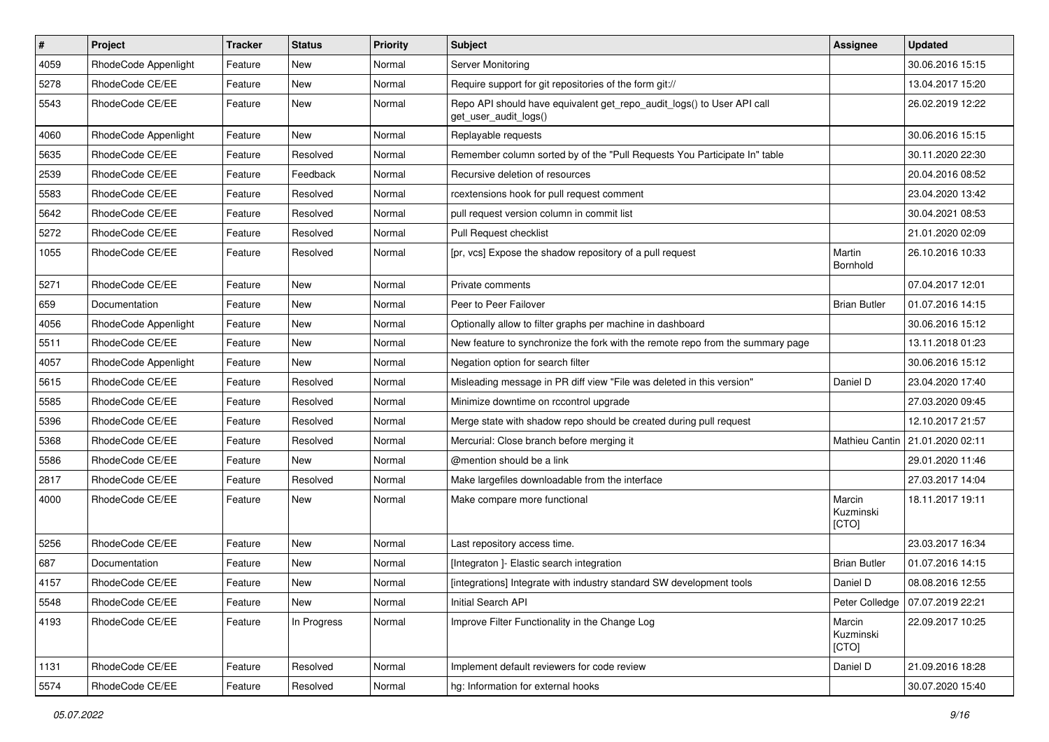| # | Project | Tracker | Status | Priority | Subject | Assignee | Updated |
|---|---|---|---|---|---|---|---|
| 4059 | RhodeCode Appenlight | Feature | New | Normal | Server Monitoring | | 30.06.2016 15:15 |
| 5278 | RhodeCode CE/EE | Feature | New | Normal | Require support for git repositories of the form git:// | | 13.04.2017 15:20 |
| 5543 | RhodeCode CE/EE | Feature | New | Normal | Repo API should have equivalent get_repo_audit_logs() to User API call get_user_audit_logs() | | 26.02.2019 12:22 |
| 4060 | RhodeCode Appenlight | Feature | New | Normal | Replayable requests | | 30.06.2016 15:15 |
| 5635 | RhodeCode CE/EE | Feature | Resolved | Normal | Remember column sorted by of the "Pull Requests You Participate In" table | | 30.11.2020 22:30 |
| 2539 | RhodeCode CE/EE | Feature | Feedback | Normal | Recursive deletion of resources | | 20.04.2016 08:52 |
| 5583 | RhodeCode CE/EE | Feature | Resolved | Normal | rcextensions hook for pull request comment | | 23.04.2020 13:42 |
| 5642 | RhodeCode CE/EE | Feature | Resolved | Normal | pull request version column in commit list | | 30.04.2021 08:53 |
| 5272 | RhodeCode CE/EE | Feature | Resolved | Normal | Pull Request checklist | | 21.01.2020 02:09 |
| 1055 | RhodeCode CE/EE | Feature | Resolved | Normal | [pr, vcs] Expose the shadow repository of a pull request | Martin Bornhold | 26.10.2016 10:33 |
| 5271 | RhodeCode CE/EE | Feature | New | Normal | Private comments | | 07.04.2017 12:01 |
| 659 | Documentation | Feature | New | Normal | Peer to Peer Failover | Brian Butler | 01.07.2016 14:15 |
| 4056 | RhodeCode Appenlight | Feature | New | Normal | Optionally allow to filter graphs per machine in dashboard | | 30.06.2016 15:12 |
| 5511 | RhodeCode CE/EE | Feature | New | Normal | New feature to synchronize the fork with the remote repo from the summary page | | 13.11.2018 01:23 |
| 4057 | RhodeCode Appenlight | Feature | New | Normal | Negation option for search filter | | 30.06.2016 15:12 |
| 5615 | RhodeCode CE/EE | Feature | Resolved | Normal | Misleading message in PR diff view "File was deleted in this version" | Daniel D | 23.04.2020 17:40 |
| 5585 | RhodeCode CE/EE | Feature | Resolved | Normal | Minimize downtime on rccontrol upgrade | | 27.03.2020 09:45 |
| 5396 | RhodeCode CE/EE | Feature | Resolved | Normal | Merge state with shadow repo should be created during pull request | | 12.10.2017 21:57 |
| 5368 | RhodeCode CE/EE | Feature | Resolved | Normal | Mercurial: Close branch before merging it | Mathieu Cantin | 21.01.2020 02:11 |
| 5586 | RhodeCode CE/EE | Feature | New | Normal | @mention should be a link | | 29.01.2020 11:46 |
| 2817 | RhodeCode CE/EE | Feature | Resolved | Normal | Make largefiles downloadable from the interface | | 27.03.2017 14:04 |
| 4000 | RhodeCode CE/EE | Feature | New | Normal | Make compare more functional | Marcin Kuzminski [CTO] | 18.11.2017 19:11 |
| 5256 | RhodeCode CE/EE | Feature | New | Normal | Last repository access time. | | 23.03.2017 16:34 |
| 687 | Documentation | Feature | New | Normal | [Integraton ]- Elastic search integration | Brian Butler | 01.07.2016 14:15 |
| 4157 | RhodeCode CE/EE | Feature | New | Normal | [integrations] Integrate with industry standard SW development tools | Daniel D | 08.08.2016 12:55 |
| 5548 | RhodeCode CE/EE | Feature | New | Normal | Initial Search API | Peter Colledge | 07.07.2019 22:21 |
| 4193 | RhodeCode CE/EE | Feature | In Progress | Normal | Improve Filter Functionality in the Change Log | Marcin Kuzminski [CTO] | 22.09.2017 10:25 |
| 1131 | RhodeCode CE/EE | Feature | Resolved | Normal | Implement default reviewers for code review | Daniel D | 21.09.2016 18:28 |
| 5574 | RhodeCode CE/EE | Feature | Resolved | Normal | hg: Information for external hooks | | 30.07.2020 15:40 |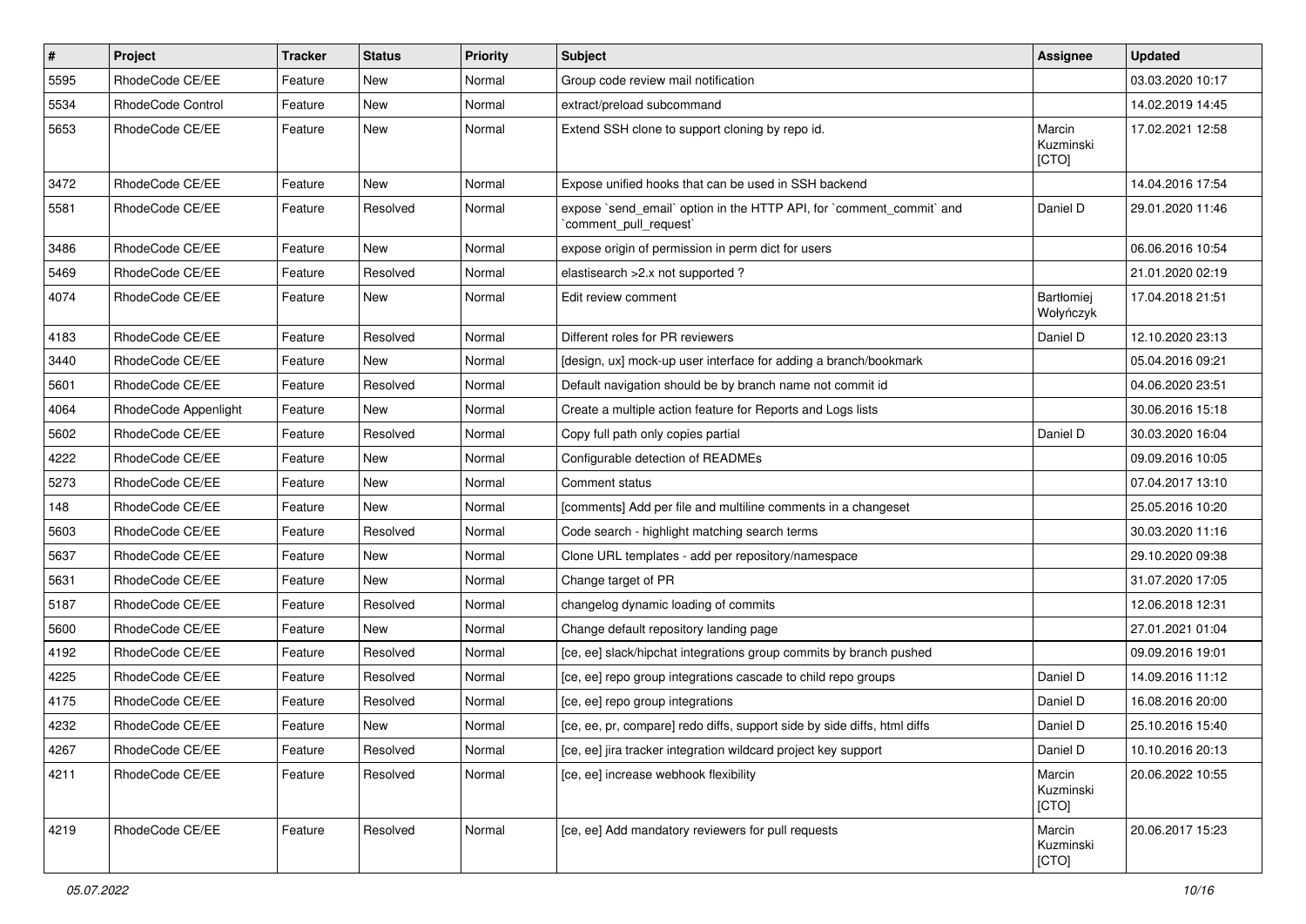| # | Project | Tracker | Status | Priority | Subject | Assignee | Updated |
|---|---|---|---|---|---|---|---|
| 5595 | RhodeCode CE/EE | Feature | New | Normal | Group code review mail notification | | 03.03.2020 10:17 |
| 5534 | RhodeCode Control | Feature | New | Normal | extract/preload subcommand | | 14.02.2019 14:45 |
| 5653 | RhodeCode CE/EE | Feature | New | Normal | Extend SSH clone to support cloning by repo id. | Marcin Kuzminski [CTO] | 17.02.2021 12:58 |
| 3472 | RhodeCode CE/EE | Feature | New | Normal | Expose unified hooks that can be used in SSH backend | | 14.04.2016 17:54 |
| 5581 | RhodeCode CE/EE | Feature | Resolved | Normal | expose `send_email` option in the HTTP API, for `comment_commit` and `comment_pull_request` | Daniel D | 29.01.2020 11:46 |
| 3486 | RhodeCode CE/EE | Feature | New | Normal | expose origin of permission in perm dict for users | | 06.06.2016 10:54 |
| 5469 | RhodeCode CE/EE | Feature | Resolved | Normal | elastisearch >2.x not supported ? | | 21.01.2020 02:19 |
| 4074 | RhodeCode CE/EE | Feature | New | Normal | Edit review comment | Bartłomiej Wołyńczyk | 17.04.2018 21:51 |
| 4183 | RhodeCode CE/EE | Feature | Resolved | Normal | Different roles for PR reviewers | Daniel D | 12.10.2020 23:13 |
| 3440 | RhodeCode CE/EE | Feature | New | Normal | [design, ux] mock-up user interface for adding a branch/bookmark | | 05.04.2016 09:21 |
| 5601 | RhodeCode CE/EE | Feature | Resolved | Normal | Default navigation should be by branch name not commit id | | 04.06.2020 23:51 |
| 4064 | RhodeCode Appenlight | Feature | New | Normal | Create a multiple action feature for Reports and Logs lists | | 30.06.2016 15:18 |
| 5602 | RhodeCode CE/EE | Feature | Resolved | Normal | Copy full path only copies partial | Daniel D | 30.03.2020 16:04 |
| 4222 | RhodeCode CE/EE | Feature | New | Normal | Configurable detection of READMEs | | 09.09.2016 10:05 |
| 5273 | RhodeCode CE/EE | Feature | New | Normal | Comment status | | 07.04.2017 13:10 |
| 148 | RhodeCode CE/EE | Feature | New | Normal | [comments] Add per file and multiline comments in a changeset | | 25.05.2016 10:20 |
| 5603 | RhodeCode CE/EE | Feature | Resolved | Normal | Code search - highlight matching search terms | | 30.03.2020 11:16 |
| 5637 | RhodeCode CE/EE | Feature | New | Normal | Clone URL templates - add per repository/namespace | | 29.10.2020 09:38 |
| 5631 | RhodeCode CE/EE | Feature | New | Normal | Change target of PR | | 31.07.2020 17:05 |
| 5187 | RhodeCode CE/EE | Feature | Resolved | Normal | changelog dynamic loading of commits | | 12.06.2018 12:31 |
| 5600 | RhodeCode CE/EE | Feature | New | Normal | Change default repository landing page | | 27.01.2021 01:04 |
| 4192 | RhodeCode CE/EE | Feature | Resolved | Normal | [ce, ee] slack/hipchat integrations group commits by branch pushed | | 09.09.2016 19:01 |
| 4225 | RhodeCode CE/EE | Feature | Resolved | Normal | [ce, ee] repo group integrations cascade to child repo groups | Daniel D | 14.09.2016 11:12 |
| 4175 | RhodeCode CE/EE | Feature | Resolved | Normal | [ce, ee] repo group integrations | Daniel D | 16.08.2016 20:00 |
| 4232 | RhodeCode CE/EE | Feature | New | Normal | [ce, ee, pr, compare] redo diffs, support side by side diffs, html diffs | Daniel D | 25.10.2016 15:40 |
| 4267 | RhodeCode CE/EE | Feature | Resolved | Normal | [ce, ee] jira tracker integration wildcard project key support | Daniel D | 10.10.2016 20:13 |
| 4211 | RhodeCode CE/EE | Feature | Resolved | Normal | [ce, ee] increase webhook flexibility | Marcin Kuzminski [CTO] | 20.06.2022 10:55 |
| 4219 | RhodeCode CE/EE | Feature | Resolved | Normal | [ce, ee] Add mandatory reviewers for pull requests | Marcin Kuzminski [CTO] | 20.06.2017 15:23 |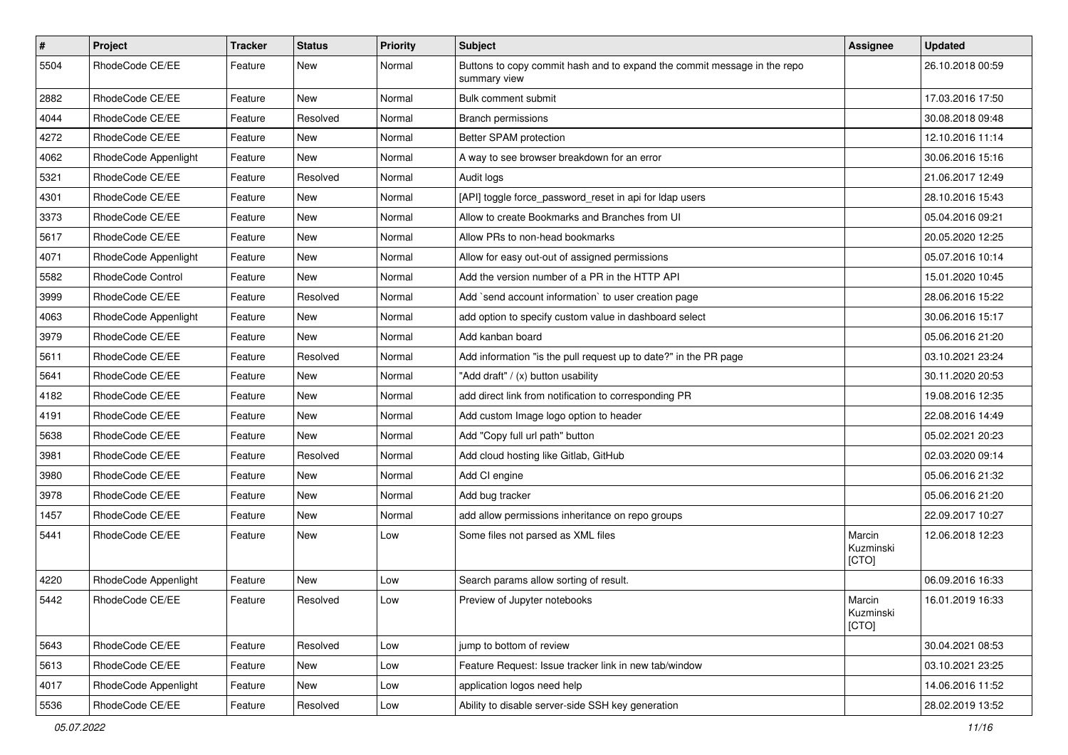| # | Project | Tracker | Status | Priority | Subject | Assignee | Updated |
|---|---|---|---|---|---|---|---|
| 5504 | RhodeCode CE/EE | Feature | New | Normal | Buttons to copy commit hash and to expand the commit message in the repo summary view | | 26.10.2018 00:59 |
| 2882 | RhodeCode CE/EE | Feature | New | Normal | Bulk comment submit | | 17.03.2016 17:50 |
| 4044 | RhodeCode CE/EE | Feature | Resolved | Normal | Branch permissions | | 30.08.2018 09:48 |
| 4272 | RhodeCode CE/EE | Feature | New | Normal | Better SPAM protection | | 12.10.2016 11:14 |
| 4062 | RhodeCode Appenlight | Feature | New | Normal | A way to see browser breakdown for an error | | 30.06.2016 15:16 |
| 5321 | RhodeCode CE/EE | Feature | Resolved | Normal | Audit logs | | 21.06.2017 12:49 |
| 4301 | RhodeCode CE/EE | Feature | New | Normal | [API] toggle force_password_reset in api for ldap users | | 28.10.2016 15:43 |
| 3373 | RhodeCode CE/EE | Feature | New | Normal | Allow to create Bookmarks and Branches from UI | | 05.04.2016 09:21 |
| 5617 | RhodeCode CE/EE | Feature | New | Normal | Allow PRs to non-head bookmarks | | 20.05.2020 12:25 |
| 4071 | RhodeCode Appenlight | Feature | New | Normal | Allow for easy out-out of assigned permissions | | 05.07.2016 10:14 |
| 5582 | RhodeCode Control | Feature | New | Normal | Add the version number of a PR in the HTTP API | | 15.01.2020 10:45 |
| 3999 | RhodeCode CE/EE | Feature | Resolved | Normal | Add `send account information` to user creation page | | 28.06.2016 15:22 |
| 4063 | RhodeCode Appenlight | Feature | New | Normal | add option to specify custom value in dashboard select | | 30.06.2016 15:17 |
| 3979 | RhodeCode CE/EE | Feature | New | Normal | Add kanban board | | 05.06.2016 21:20 |
| 5611 | RhodeCode CE/EE | Feature | Resolved | Normal | Add information "is the pull request up to date?" in the PR page | | 03.10.2021 23:24 |
| 5641 | RhodeCode CE/EE | Feature | New | Normal | "Add draft" / (x) button usability | | 30.11.2020 20:53 |
| 4182 | RhodeCode CE/EE | Feature | New | Normal | add direct link from notification to corresponding PR | | 19.08.2016 12:35 |
| 4191 | RhodeCode CE/EE | Feature | New | Normal | Add custom Image logo option to header | | 22.08.2016 14:49 |
| 5638 | RhodeCode CE/EE | Feature | New | Normal | Add "Copy full url path" button | | 05.02.2021 20:23 |
| 3981 | RhodeCode CE/EE | Feature | Resolved | Normal | Add cloud hosting like Gitlab, GitHub | | 02.03.2020 09:14 |
| 3980 | RhodeCode CE/EE | Feature | New | Normal | Add CI engine | | 05.06.2016 21:32 |
| 3978 | RhodeCode CE/EE | Feature | New | Normal | Add bug tracker | | 05.06.2016 21:20 |
| 1457 | RhodeCode CE/EE | Feature | New | Normal | add allow permissions inheritance on repo groups | | 22.09.2017 10:27 |
| 5441 | RhodeCode CE/EE | Feature | New | Low | Some files not parsed as XML files | Marcin Kuzminski [CTO] | 12.06.2018 12:23 |
| 4220 | RhodeCode Appenlight | Feature | New | Low | Search params allow sorting of result. | | 06.09.2016 16:33 |
| 5442 | RhodeCode CE/EE | Feature | Resolved | Low | Preview of Jupyter notebooks | Marcin Kuzminski [CTO] | 16.01.2019 16:33 |
| 5643 | RhodeCode CE/EE | Feature | Resolved | Low | jump to bottom of review | | 30.04.2021 08:53 |
| 5613 | RhodeCode CE/EE | Feature | New | Low | Feature Request: Issue tracker link in new tab/window | | 03.10.2021 23:25 |
| 4017 | RhodeCode Appenlight | Feature | New | Low | application logos need help | | 14.06.2016 11:52 |
| 5536 | RhodeCode CE/EE | Feature | Resolved | Low | Ability to disable server-side SSH key generation | | 28.02.2019 13:52 |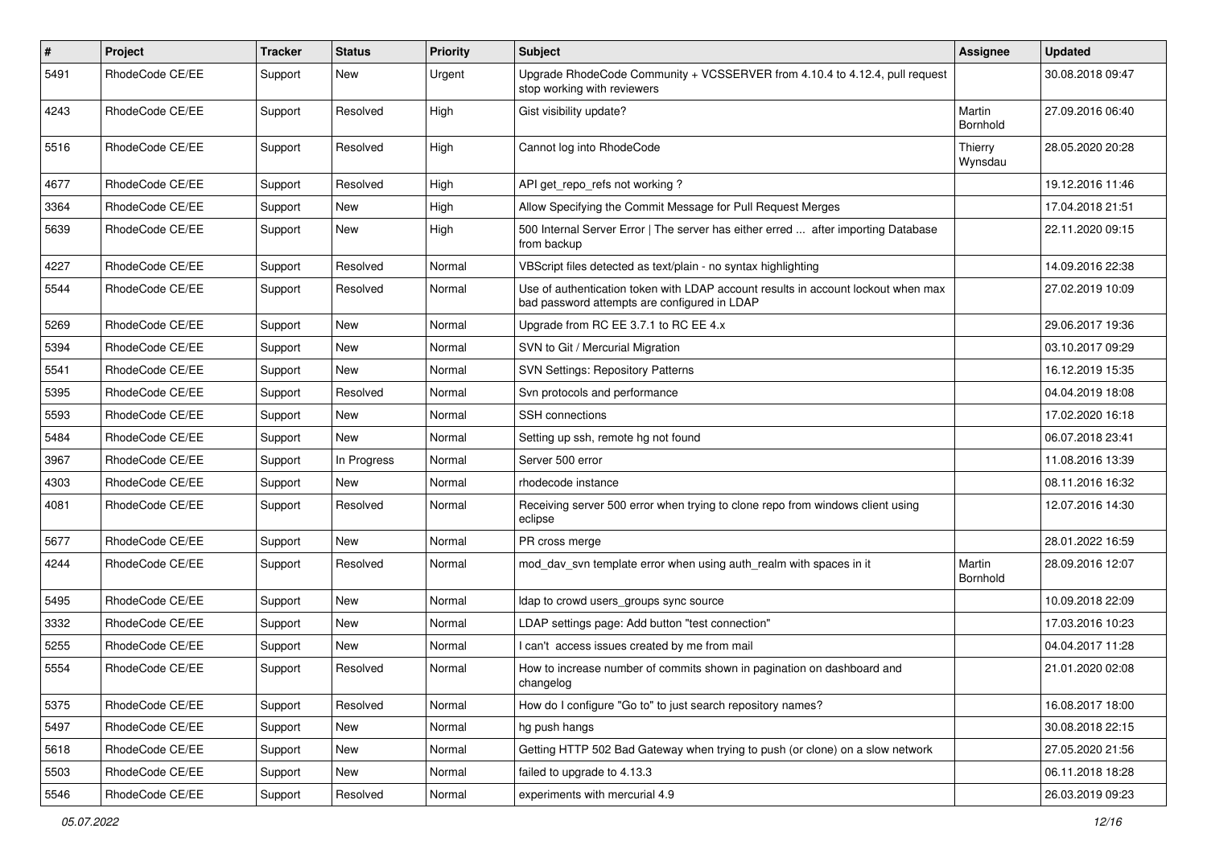| # | Project | Tracker | Status | Priority | Subject | Assignee | Updated |
|---|---|---|---|---|---|---|---|
| 5491 | RhodeCode CE/EE | Support | New | Urgent | Upgrade RhodeCode Community + VCSSERVER from 4.10.4 to 4.12.4, pull request stop working with reviewers | | 30.08.2018 09:47 |
| 4243 | RhodeCode CE/EE | Support | Resolved | High | Gist visibility update? | Martin Bornhold | 27.09.2016 06:40 |
| 5516 | RhodeCode CE/EE | Support | Resolved | High | Cannot log into RhodeCode | Thierry Wynsdau | 28.05.2020 20:28 |
| 4677 | RhodeCode CE/EE | Support | Resolved | High | API get_repo_refs not working ? | | 19.12.2016 11:46 |
| 3364 | RhodeCode CE/EE | Support | New | High | Allow Specifying the Commit Message for Pull Request Merges | | 17.04.2018 21:51 |
| 5639 | RhodeCode CE/EE | Support | New | High | 500 Internal Server Error \| The server has either erred ... after importing Database from backup | | 22.11.2020 09:15 |
| 4227 | RhodeCode CE/EE | Support | Resolved | Normal | VBScript files detected as text/plain - no syntax highlighting | | 14.09.2016 22:38 |
| 5544 | RhodeCode CE/EE | Support | Resolved | Normal | Use of authentication token with LDAP account results in account lockout when max bad password attempts are configured in LDAP | | 27.02.2019 10:09 |
| 5269 | RhodeCode CE/EE | Support | New | Normal | Upgrade from RC EE 3.7.1 to RC EE 4.x | | 29.06.2017 19:36 |
| 5394 | RhodeCode CE/EE | Support | New | Normal | SVN to Git / Mercurial Migration | | 03.10.2017 09:29 |
| 5541 | RhodeCode CE/EE | Support | New | Normal | SVN Settings: Repository Patterns | | 16.12.2019 15:35 |
| 5395 | RhodeCode CE/EE | Support | Resolved | Normal | Svn protocols and performance | | 04.04.2019 18:08 |
| 5593 | RhodeCode CE/EE | Support | New | Normal | SSH connections | | 17.02.2020 16:18 |
| 5484 | RhodeCode CE/EE | Support | New | Normal | Setting up ssh, remote hg not found | | 06.07.2018 23:41 |
| 3967 | RhodeCode CE/EE | Support | In Progress | Normal | Server 500 error | | 11.08.2016 13:39 |
| 4303 | RhodeCode CE/EE | Support | New | Normal | rhodecode instance | | 08.11.2016 16:32 |
| 4081 | RhodeCode CE/EE | Support | Resolved | Normal | Receiving server 500 error when trying to clone repo from windows client using eclipse | | 12.07.2016 14:30 |
| 5677 | RhodeCode CE/EE | Support | New | Normal | PR cross merge | | 28.01.2022 16:59 |
| 4244 | RhodeCode CE/EE | Support | Resolved | Normal | mod_dav_svn template error when using auth_realm with spaces in it | Martin Bornhold | 28.09.2016 12:07 |
| 5495 | RhodeCode CE/EE | Support | New | Normal | ldap to crowd users_groups sync source | | 10.09.2018 22:09 |
| 3332 | RhodeCode CE/EE | Support | New | Normal | LDAP settings page: Add button "test connection" | | 17.03.2016 10:23 |
| 5255 | RhodeCode CE/EE | Support | New | Normal | I can't access issues created by me from mail | | 04.04.2017 11:28 |
| 5554 | RhodeCode CE/EE | Support | Resolved | Normal | How to increase number of commits shown in pagination on dashboard and changelog | | 21.01.2020 02:08 |
| 5375 | RhodeCode CE/EE | Support | Resolved | Normal | How do I configure "Go to" to just search repository names? | | 16.08.2017 18:00 |
| 5497 | RhodeCode CE/EE | Support | New | Normal | hg push hangs | | 30.08.2018 22:15 |
| 5618 | RhodeCode CE/EE | Support | New | Normal | Getting HTTP 502 Bad Gateway when trying to push (or clone) on a slow network | | 27.05.2020 21:56 |
| 5503 | RhodeCode CE/EE | Support | New | Normal | failed to upgrade to 4.13.3 | | 06.11.2018 18:28 |
| 5546 | RhodeCode CE/EE | Support | Resolved | Normal | experiments with mercurial 4.9 | | 26.03.2019 09:23 |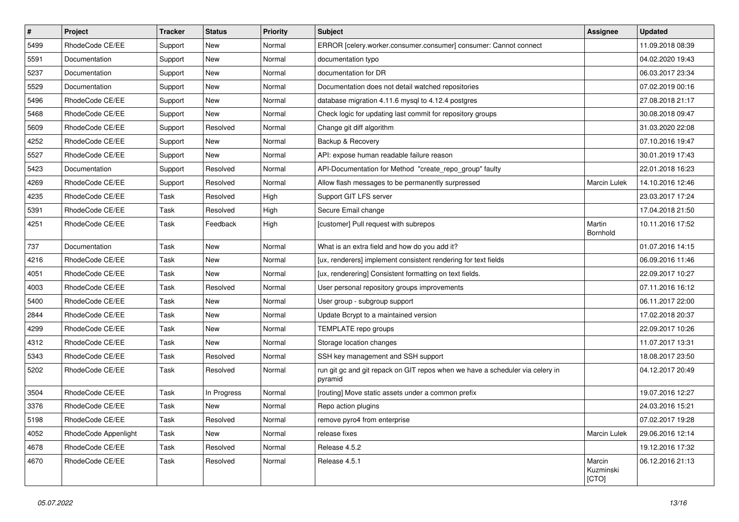| # | Project | Tracker | Status | Priority | Subject | Assignee | Updated |
|---|---|---|---|---|---|---|---|
| 5499 | RhodeCode CE/EE | Support | New | Normal | ERROR [celery.worker.consumer.consumer] consumer: Cannot connect | | 11.09.2018 08:39 |
| 5591 | Documentation | Support | New | Normal | documentation typo | | 04.02.2020 19:43 |
| 5237 | Documentation | Support | New | Normal | documentation for DR | | 06.03.2017 23:34 |
| 5529 | Documentation | Support | New | Normal | Documentation does not detail watched repositories | | 07.02.2019 00:16 |
| 5496 | RhodeCode CE/EE | Support | New | Normal | database migration 4.11.6 mysql to 4.12.4 postgres | | 27.08.2018 21:17 |
| 5468 | RhodeCode CE/EE | Support | New | Normal | Check logic for updating last commit for repository groups | | 30.08.2018 09:47 |
| 5609 | RhodeCode CE/EE | Support | Resolved | Normal | Change git diff algorithm | | 31.03.2020 22:08 |
| 4252 | RhodeCode CE/EE | Support | New | Normal | Backup & Recovery | | 07.10.2016 19:47 |
| 5527 | RhodeCode CE/EE | Support | New | Normal | API: expose human readable failure reason | | 30.01.2019 17:43 |
| 5423 | Documentation | Support | Resolved | Normal | API-Documentation for Method "create_repo_group" faulty | | 22.01.2018 16:23 |
| 4269 | RhodeCode CE/EE | Support | Resolved | Normal | Allow flash messages to be permanently surpressed | Marcin Lulek | 14.10.2016 12:46 |
| 4235 | RhodeCode CE/EE | Task | Resolved | High | Support GIT LFS server | | 23.03.2017 17:24 |
| 5391 | RhodeCode CE/EE | Task | Resolved | High | Secure Email change | | 17.04.2018 21:50 |
| 4251 | RhodeCode CE/EE | Task | Feedback | High | [customer] Pull request with subrepos | Martin Bornhold | 10.11.2016 17:52 |
| 737 | Documentation | Task | New | Normal | What is an extra field and how do you add it? | | 01.07.2016 14:15 |
| 4216 | RhodeCode CE/EE | Task | New | Normal | [ux, renderers] implement consistent rendering for text fields | | 06.09.2016 11:46 |
| 4051 | RhodeCode CE/EE | Task | New | Normal | [ux, renderering] Consistent formatting on text fields. | | 22.09.2017 10:27 |
| 4003 | RhodeCode CE/EE | Task | Resolved | Normal | User personal repository groups improvements | | 07.11.2016 16:12 |
| 5400 | RhodeCode CE/EE | Task | New | Normal | User group - subgroup support | | 06.11.2017 22:00 |
| 2844 | RhodeCode CE/EE | Task | New | Normal | Update Bcrypt to a maintained version | | 17.02.2018 20:37 |
| 4299 | RhodeCode CE/EE | Task | New | Normal | TEMPLATE repo groups | | 22.09.2017 10:26 |
| 4312 | RhodeCode CE/EE | Task | New | Normal | Storage location changes | | 11.07.2017 13:31 |
| 5343 | RhodeCode CE/EE | Task | Resolved | Normal | SSH key management and SSH support | | 18.08.2017 23:50 |
| 5202 | RhodeCode CE/EE | Task | Resolved | Normal | run git gc and git repack on GIT repos when we have a scheduler via celery in pyramid | | 04.12.2017 20:49 |
| 3504 | RhodeCode CE/EE | Task | In Progress | Normal | [routing] Move static assets under a common prefix | | 19.07.2016 12:27 |
| 3376 | RhodeCode CE/EE | Task | New | Normal | Repo action plugins | | 24.03.2016 15:21 |
| 5198 | RhodeCode CE/EE | Task | Resolved | Normal | remove pyro4 from enterprise | | 07.02.2017 19:28 |
| 4052 | RhodeCode Appenlight | Task | New | Normal | release fixes | Marcin Lulek | 29.06.2016 12:14 |
| 4678 | RhodeCode CE/EE | Task | Resolved | Normal | Release 4.5.2 | | 19.12.2016 17:32 |
| 4670 | RhodeCode CE/EE | Task | Resolved | Normal | Release 4.5.1 | Marcin Kuzminski [CTO] | 06.12.2016 21:13 |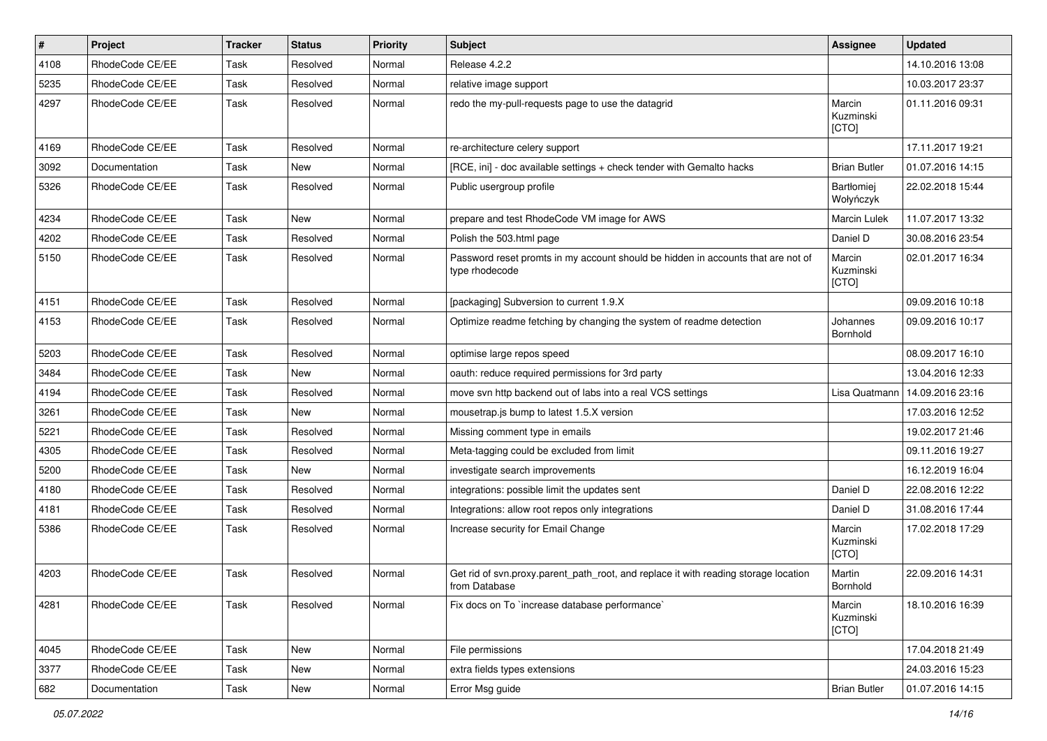| # | Project | Tracker | Status | Priority | Subject | Assignee | Updated |
|---|---|---|---|---|---|---|---|
| 4108 | RhodeCode CE/EE | Task | Resolved | Normal | Release 4.2.2 | | 14.10.2016 13:08 |
| 5235 | RhodeCode CE/EE | Task | Resolved | Normal | relative image support | | 10.03.2017 23:37 |
| 4297 | RhodeCode CE/EE | Task | Resolved | Normal | redo the my-pull-requests page to use the datagrid | Marcin Kuzminski [CTO] | 01.11.2016 09:31 |
| 4169 | RhodeCode CE/EE | Task | Resolved | Normal | re-architecture celery support | | 17.11.2017 19:21 |
| 3092 | Documentation | Task | New | Normal | [RCE, ini] - doc available settings + check tender with Gemalto hacks | Brian Butler | 01.07.2016 14:15 |
| 5326 | RhodeCode CE/EE | Task | Resolved | Normal | Public usergroup profile | Bartłomiej Wołyńczyk | 22.02.2018 15:44 |
| 4234 | RhodeCode CE/EE | Task | New | Normal | prepare and test RhodeCode VM image for AWS | Marcin Lulek | 11.07.2017 13:32 |
| 4202 | RhodeCode CE/EE | Task | Resolved | Normal | Polish the 503.html page | Daniel D | 30.08.2016 23:54 |
| 5150 | RhodeCode CE/EE | Task | Resolved | Normal | Password reset promts in my account should be hidden in accounts that are not of type rhodecode | Marcin Kuzminski [CTO] | 02.01.2017 16:34 |
| 4151 | RhodeCode CE/EE | Task | Resolved | Normal | [packaging] Subversion to current 1.9.X | | 09.09.2016 10:18 |
| 4153 | RhodeCode CE/EE | Task | Resolved | Normal | Optimize readme fetching by changing the system of readme detection | Johannes Bornhold | 09.09.2016 10:17 |
| 5203 | RhodeCode CE/EE | Task | Resolved | Normal | optimise large repos speed | | 08.09.2017 16:10 |
| 3484 | RhodeCode CE/EE | Task | New | Normal | oauth: reduce required permissions for 3rd party | | 13.04.2016 12:33 |
| 4194 | RhodeCode CE/EE | Task | Resolved | Normal | move svn http backend out of labs into a real VCS settings | Lisa Quatmann | 14.09.2016 23:16 |
| 3261 | RhodeCode CE/EE | Task | New | Normal | mousetrap.js bump to latest 1.5.X version | | 17.03.2016 12:52 |
| 5221 | RhodeCode CE/EE | Task | Resolved | Normal | Missing comment type in emails | | 19.02.2017 21:46 |
| 4305 | RhodeCode CE/EE | Task | Resolved | Normal | Meta-tagging could be excluded from limit | | 09.11.2016 19:27 |
| 5200 | RhodeCode CE/EE | Task | New | Normal | investigate search improvements | | 16.12.2019 16:04 |
| 4180 | RhodeCode CE/EE | Task | Resolved | Normal | integrations: possible limit the updates sent | Daniel D | 22.08.2016 12:22 |
| 4181 | RhodeCode CE/EE | Task | Resolved | Normal | Integrations: allow root repos only integrations | Daniel D | 31.08.2016 17:44 |
| 5386 | RhodeCode CE/EE | Task | Resolved | Normal | Increase security for Email Change | Marcin Kuzminski [CTO] | 17.02.2018 17:29 |
| 4203 | RhodeCode CE/EE | Task | Resolved | Normal | Get rid of svn.proxy.parent_path_root, and replace it with reading storage location from Database | Martin Bornhold | 22.09.2016 14:31 |
| 4281 | RhodeCode CE/EE | Task | Resolved | Normal | Fix docs on To `increase database performance` | Marcin Kuzminski [CTO] | 18.10.2016 16:39 |
| 4045 | RhodeCode CE/EE | Task | New | Normal | File permissions | | 17.04.2018 21:49 |
| 3377 | RhodeCode CE/EE | Task | New | Normal | extra fields types extensions | | 24.03.2016 15:23 |
| 682 | Documentation | Task | New | Normal | Error Msg guide | Brian Butler | 01.07.2016 14:15 |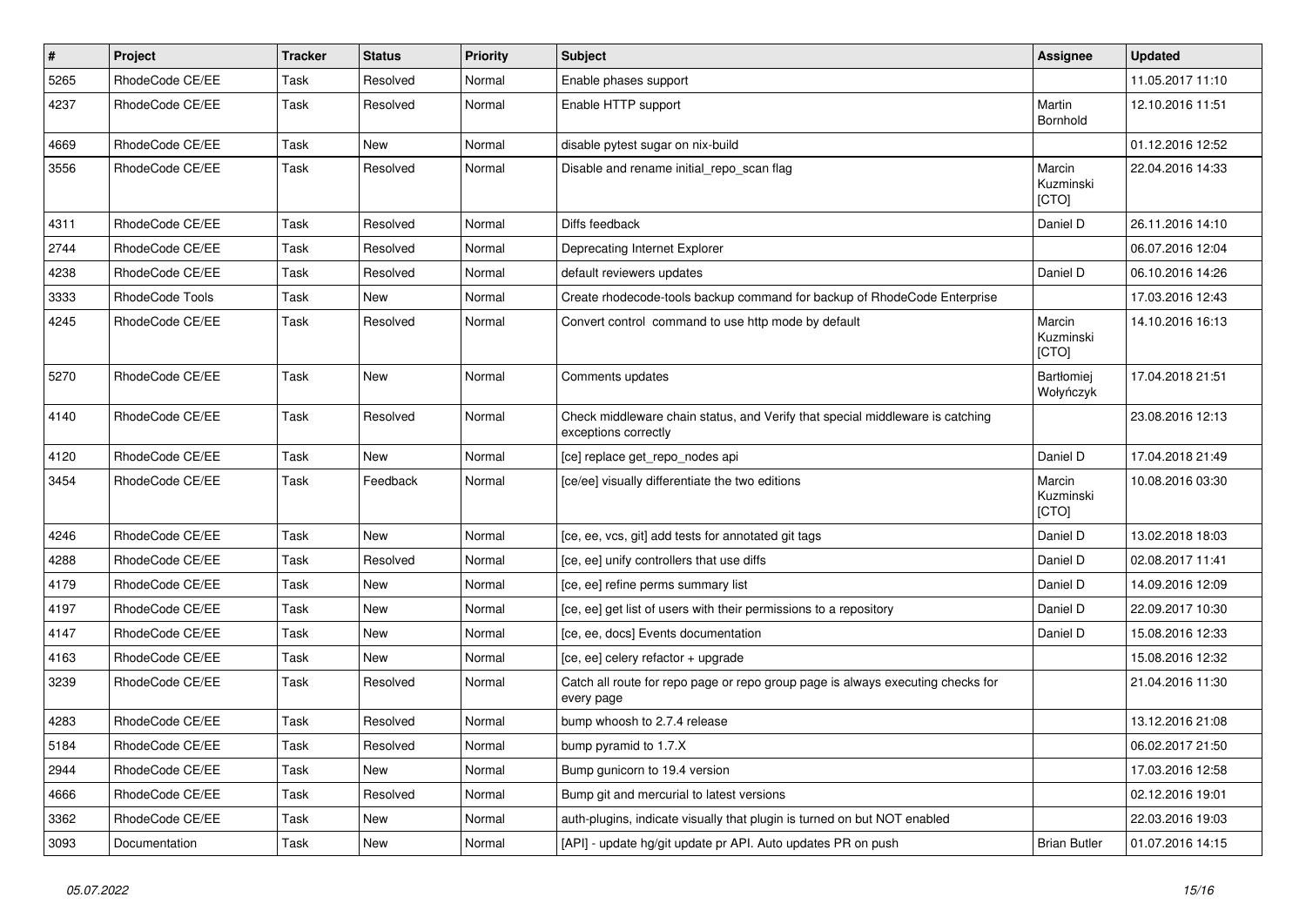| # | Project | Tracker | Status | Priority | Subject | Assignee | Updated |
|---|---|---|---|---|---|---|---|
| 5265 | RhodeCode CE/EE | Task | Resolved | Normal | Enable phases support | | 11.05.2017 11:10 |
| 4237 | RhodeCode CE/EE | Task | Resolved | Normal | Enable HTTP support | Martin Bornhold | 12.10.2016 11:51 |
| 4669 | RhodeCode CE/EE | Task | New | Normal | disable pytest sugar on nix-build | | 01.12.2016 12:52 |
| 3556 | RhodeCode CE/EE | Task | Resolved | Normal | Disable and rename initial_repo_scan flag | Marcin Kuzminski [CTO] | 22.04.2016 14:33 |
| 4311 | RhodeCode CE/EE | Task | Resolved | Normal | Diffs feedback | Daniel D | 26.11.2016 14:10 |
| 2744 | RhodeCode CE/EE | Task | Resolved | Normal | Deprecating Internet Explorer | | 06.07.2016 12:04 |
| 4238 | RhodeCode CE/EE | Task | Resolved | Normal | default reviewers updates | Daniel D | 06.10.2016 14:26 |
| 3333 | RhodeCode Tools | Task | New | Normal | Create rhodecode-tools backup command for backup of RhodeCode Enterprise | | 17.03.2016 12:43 |
| 4245 | RhodeCode CE/EE | Task | Resolved | Normal | Convert control command to use http mode by default | Marcin Kuzminski [CTO] | 14.10.2016 16:13 |
| 5270 | RhodeCode CE/EE | Task | New | Normal | Comments updates | Bartłomiej Wołyńczyk | 17.04.2018 21:51 |
| 4140 | RhodeCode CE/EE | Task | Resolved | Normal | Check middleware chain status, and Verify that special middleware is catching exceptions correctly | | 23.08.2016 12:13 |
| 4120 | RhodeCode CE/EE | Task | New | Normal | [ce] replace get_repo_nodes api | Daniel D | 17.04.2018 21:49 |
| 3454 | RhodeCode CE/EE | Task | Feedback | Normal | [ce/ee] visually differentiate the two editions | Marcin Kuzminski [CTO] | 10.08.2016 03:30 |
| 4246 | RhodeCode CE/EE | Task | New | Normal | [ce, ee, vcs, git] add tests for annotated git tags | Daniel D | 13.02.2018 18:03 |
| 4288 | RhodeCode CE/EE | Task | Resolved | Normal | [ce, ee] unify controllers that use diffs | Daniel D | 02.08.2017 11:41 |
| 4179 | RhodeCode CE/EE | Task | New | Normal | [ce, ee] refine perms summary list | Daniel D | 14.09.2016 12:09 |
| 4197 | RhodeCode CE/EE | Task | New | Normal | [ce, ee] get list of users with their permissions to a repository | Daniel D | 22.09.2017 10:30 |
| 4147 | RhodeCode CE/EE | Task | New | Normal | [ce, ee, docs] Events documentation | Daniel D | 15.08.2016 12:33 |
| 4163 | RhodeCode CE/EE | Task | New | Normal | [ce, ee] celery refactor + upgrade | Daniel D | 15.08.2016 12:32 |
| 3239 | RhodeCode CE/EE | Task | Resolved | Normal | Catch all route for repo page or repo group page is always executing checks for every page | | 21.04.2016 11:30 |
| 4283 | RhodeCode CE/EE | Task | Resolved | Normal | bump whoosh to 2.7.4 release | | 13.12.2016 21:08 |
| 5184 | RhodeCode CE/EE | Task | Resolved | Normal | bump pyramid to 1.7.X | | 06.02.2017 21:50 |
| 2944 | RhodeCode CE/EE | Task | New | Normal | Bump gunicorn to 19.4 version | | 17.03.2016 12:58 |
| 4666 | RhodeCode CE/EE | Task | Resolved | Normal | Bump git and mercurial to latest versions | | 02.12.2016 19:01 |
| 3362 | RhodeCode CE/EE | Task | New | Normal | auth-plugins, indicate visually that plugin is turned on but NOT enabled | | 22.03.2016 19:03 |
| 3093 | Documentation | Task | New | Normal | [API] - update hg/git update pr API. Auto updates PR on push | Brian Butler | 01.07.2016 14:15 |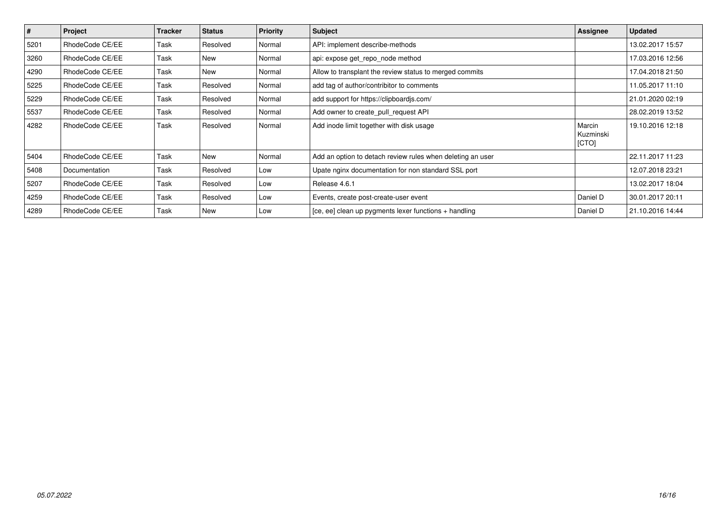| # | Project | Tracker | Status | Priority | Subject | Assignee | Updated |
| --- | --- | --- | --- | --- | --- | --- | --- |
| 5201 | RhodeCode CE/EE | Task | Resolved | Normal | API: implement describe-methods | | 13.02.2017 15:57 |
| 3260 | RhodeCode CE/EE | Task | New | Normal | api: expose get_repo_node method | | 17.03.2016 12:56 |
| 4290 | RhodeCode CE/EE | Task | New | Normal | Allow to transplant the review status to merged commits | | 17.04.2018 21:50 |
| 5225 | RhodeCode CE/EE | Task | Resolved | Normal | add tag of author/contribitor to comments | | 11.05.2017 11:10 |
| 5229 | RhodeCode CE/EE | Task | Resolved | Normal | add support for https://clipboardjs.com/ | | 21.01.2020 02:19 |
| 5537 | RhodeCode CE/EE | Task | Resolved | Normal | Add owner to create_pull_request API | | 28.02.2019 13:52 |
| 4282 | RhodeCode CE/EE | Task | Resolved | Normal | Add inode limit together with disk usage | Marcin Kuzminski [CTO] | 19.10.2016 12:18 |
| 5404 | RhodeCode CE/EE | Task | New | Normal | Add an option to detach review rules when deleting an user | | 22.11.2017 11:23 |
| 5408 | Documentation | Task | Resolved | Low | Upate nginx documentation for non standard SSL port | | 12.07.2018 23:21 |
| 5207 | RhodeCode CE/EE | Task | Resolved | Low | Release 4.6.1 | | 13.02.2017 18:04 |
| 4259 | RhodeCode CE/EE | Task | Resolved | Low | Events, create post-create-user event | Daniel D | 30.01.2017 20:11 |
| 4289 | RhodeCode CE/EE | Task | New | Low | [ce, ee] clean up pygments lexer functions + handling | Daniel D | 21.10.2016 14:44 |